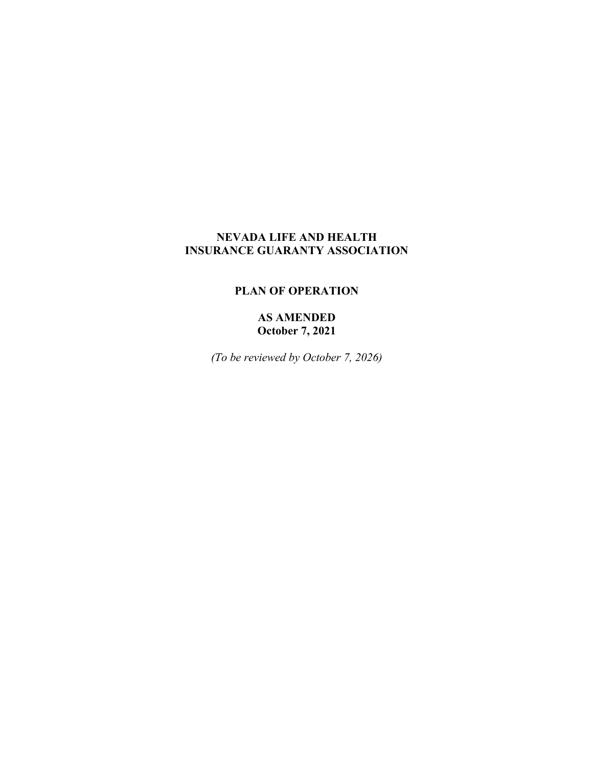# NEVADA LIFE AND HEALTH INSURANCE GUARANTY ASSOCIATION

## PLAN OF OPERATION

**AS AMENDED**
**October 7, 2021**

*(To be reviewed by October 7, 2026)*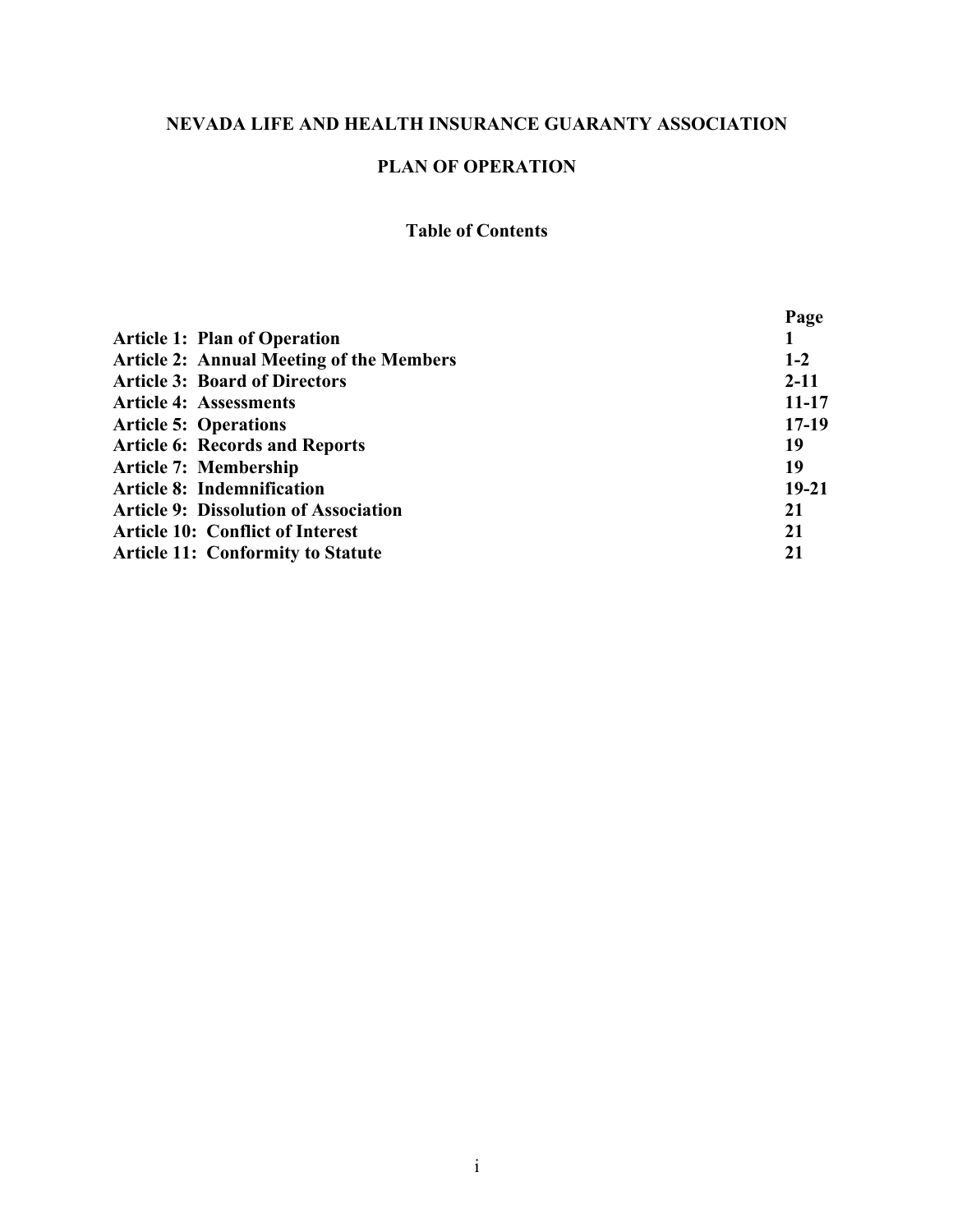# NEVADA LIFE AND HEALTH INSURANCE GUARANTY ASSOCIATION

## PLAN OF OPERATION

### Table of Contents

| | Page |
|---|---|
| **Article 1: Plan of Operation** | **1** |
| **Article 2: Annual Meeting of the Members** | **1-2** |
| **Article 3: Board of Directors** | **2-11** |
| **Article 4: Assessments** | **11-17** |
| **Article 5: Operations** | **17-19** |
| **Article 6: Records and Reports** | **19** |
| **Article 7: Membership** | **19** |
| **Article 8: Indemnification** | **19-21** |
| **Article 9: Dissolution of Association** | **21** |
| **Article 10: Conflict of Interest** | **21** |
| **Article 11: Conformity to Statute** | **21** |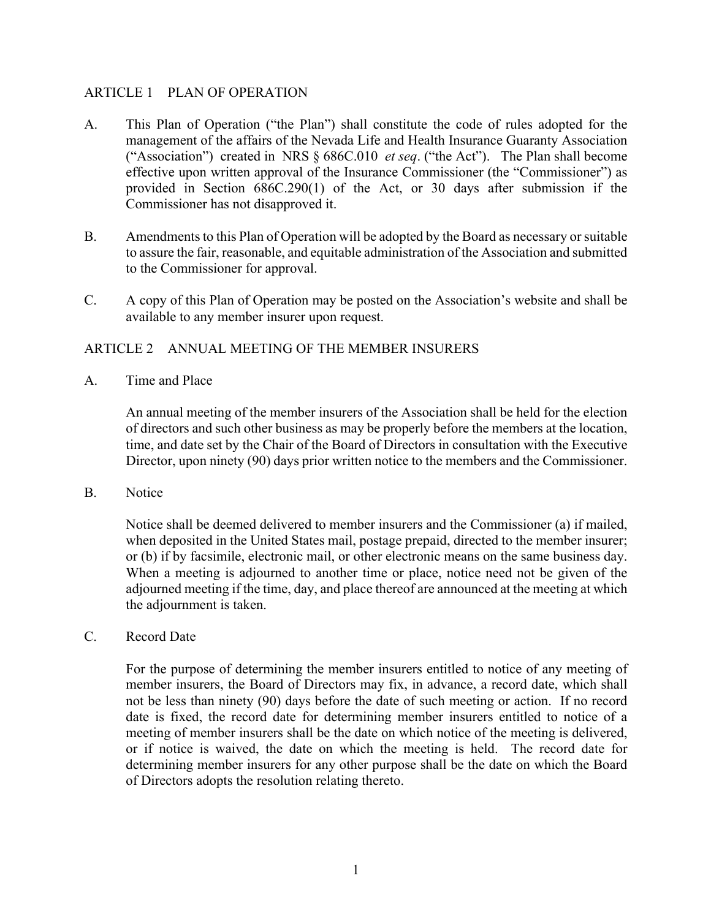## ARTICLE 1 PLAN OF OPERATION

A. This Plan of Operation ("the Plan") shall constitute the code of rules adopted for the management of the affairs of the Nevada Life and Health Insurance Guaranty Association ("Association") created in NRS § 686C.010 *et seq*. ("the Act"). The Plan shall become effective upon written approval of the Insurance Commissioner (the "Commissioner") as provided in Section 686C.290(1) of the Act, or 30 days after submission if the Commissioner has not disapproved it.

B. Amendments to this Plan of Operation will be adopted by the Board as necessary or suitable to assure the fair, reasonable, and equitable administration of the Association and submitted to the Commissioner for approval.

C. A copy of this Plan of Operation may be posted on the Association's website and shall be available to any member insurer upon request.

## ARTICLE 2 ANNUAL MEETING OF THE MEMBER INSURERS

A. Time and Place

An annual meeting of the member insurers of the Association shall be held for the election of directors and such other business as may be properly before the members at the location, time, and date set by the Chair of the Board of Directors in consultation with the Executive Director, upon ninety (90) days prior written notice to the members and the Commissioner.

B. Notice

Notice shall be deemed delivered to member insurers and the Commissioner (a) if mailed, when deposited in the United States mail, postage prepaid, directed to the member insurer; or (b) if by facsimile, electronic mail, or other electronic means on the same business day. When a meeting is adjourned to another time or place, notice need not be given of the adjourned meeting if the time, day, and place thereof are announced at the meeting at which the adjournment is taken.

C. Record Date

For the purpose of determining the member insurers entitled to notice of any meeting of member insurers, the Board of Directors may fix, in advance, a record date, which shall not be less than ninety (90) days before the date of such meeting or action. If no record date is fixed, the record date for determining member insurers entitled to notice of a meeting of member insurers shall be the date on which notice of the meeting is delivered, or if notice is waived, the date on which the meeting is held. The record date for determining member insurers for any other purpose shall be the date on which the Board of Directors adopts the resolution relating thereto.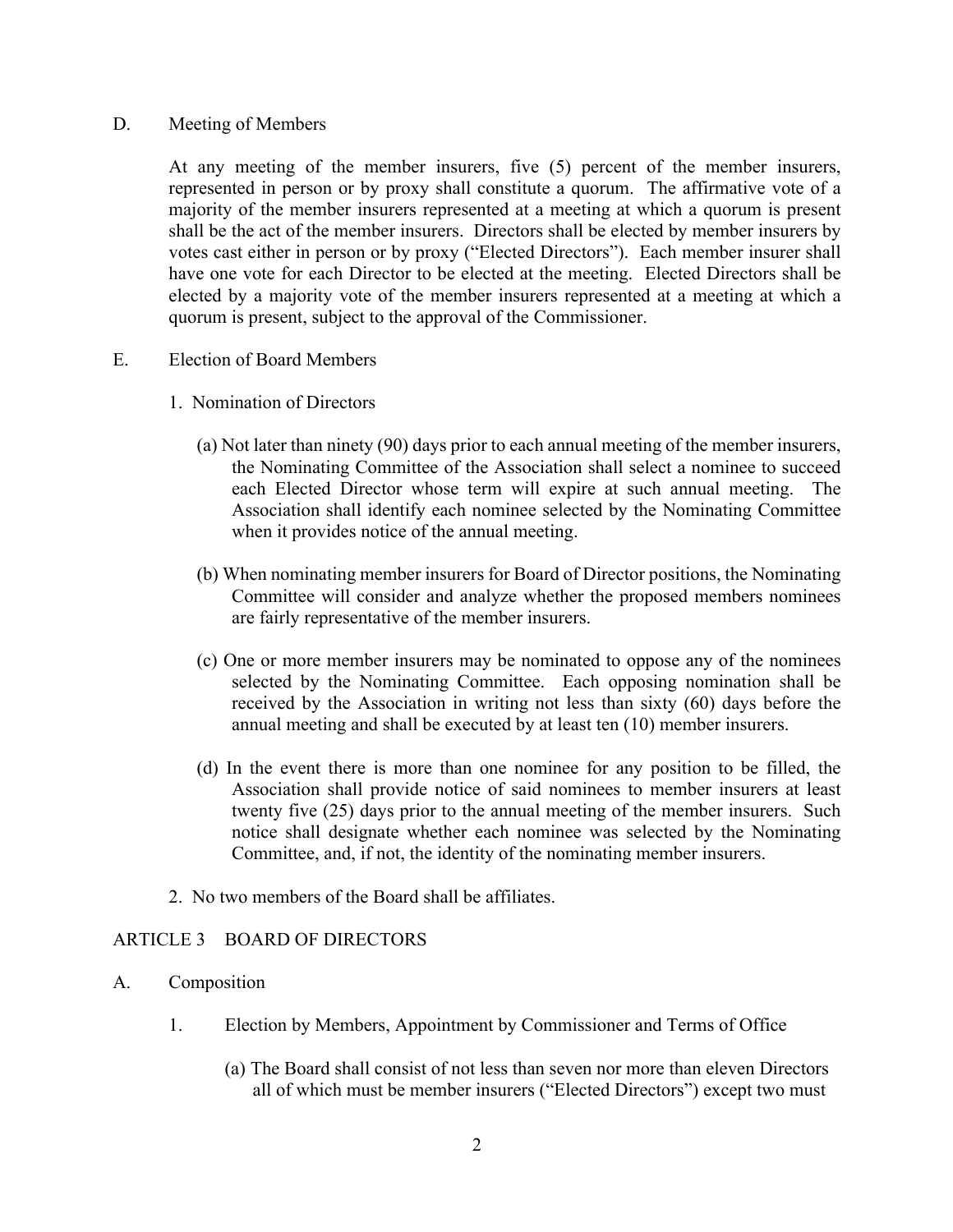D. Meeting of Members

At any meeting of the member insurers, five (5) percent of the member insurers, represented in person or by proxy shall constitute a quorum. The affirmative vote of a majority of the member insurers represented at a meeting at which a quorum is present shall be the act of the member insurers. Directors shall be elected by member insurers by votes cast either in person or by proxy ("Elected Directors"). Each member insurer shall have one vote for each Director to be elected at the meeting. Elected Directors shall be elected by a majority vote of the member insurers represented at a meeting at which a quorum is present, subject to the approval of the Commissioner.

E. Election of Board Members

1. Nomination of Directors

(a) Not later than ninety (90) days prior to each annual meeting of the member insurers, the Nominating Committee of the Association shall select a nominee to succeed each Elected Director whose term will expire at such annual meeting. The Association shall identify each nominee selected by the Nominating Committee when it provides notice of the annual meeting.

(b) When nominating member insurers for Board of Director positions, the Nominating Committee will consider and analyze whether the proposed members nominees are fairly representative of the member insurers.

(c) One or more member insurers may be nominated to oppose any of the nominees selected by the Nominating Committee. Each opposing nomination shall be received by the Association in writing not less than sixty (60) days before the annual meeting and shall be executed by at least ten (10) member insurers.

(d) In the event there is more than one nominee for any position to be filled, the Association shall provide notice of said nominees to member insurers at least twenty five (25) days prior to the annual meeting of the member insurers. Such notice shall designate whether each nominee was selected by the Nominating Committee, and, if not, the identity of the nominating member insurers.

2. No two members of the Board shall be affiliates.

ARTICLE 3 BOARD OF DIRECTORS

A. Composition

1. Election by Members, Appointment by Commissioner and Terms of Office

(a) The Board shall consist of not less than seven nor more than eleven Directors all of which must be member insurers ("Elected Directors") except two must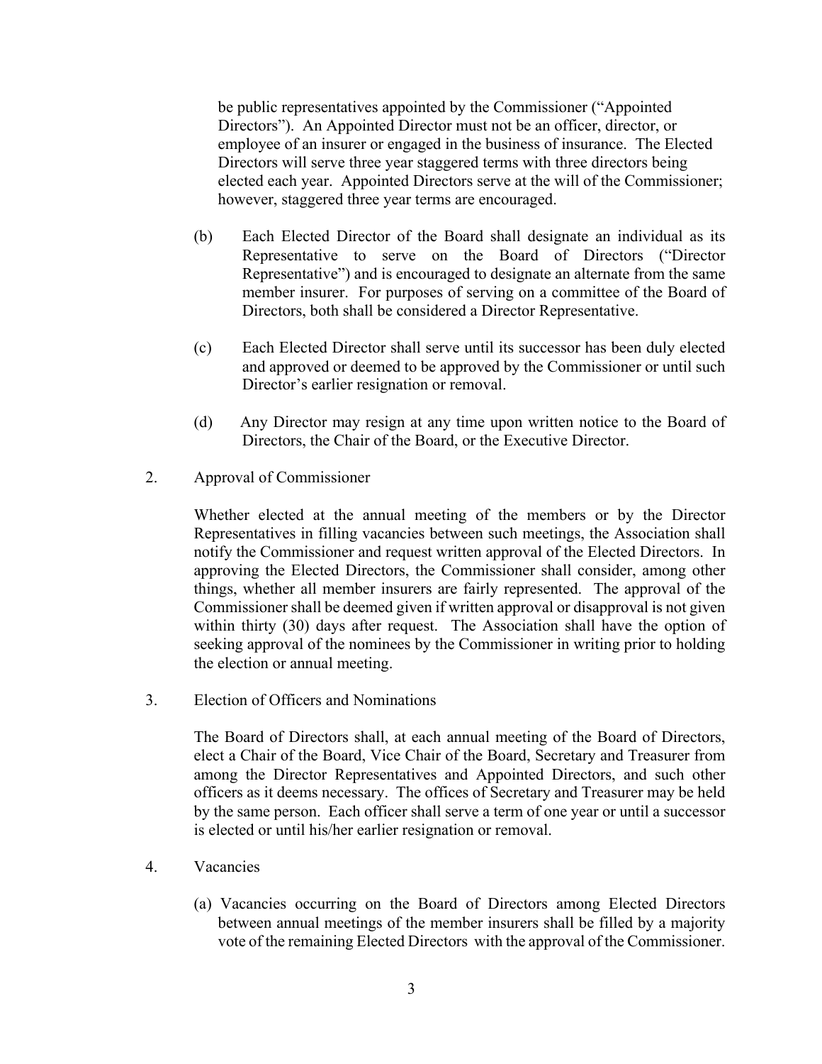be public representatives appointed by the Commissioner ("Appointed Directors"). An Appointed Director must not be an officer, director, or employee of an insurer or engaged in the business of insurance. The Elected Directors will serve three year staggered terms with three directors being elected each year. Appointed Directors serve at the will of the Commissioner; however, staggered three year terms are encouraged.

(b) Each Elected Director of the Board shall designate an individual as its Representative to serve on the Board of Directors ("Director Representative") and is encouraged to designate an alternate from the same member insurer. For purposes of serving on a committee of the Board of Directors, both shall be considered a Director Representative.

(c) Each Elected Director shall serve until its successor has been duly elected and approved or deemed to be approved by the Commissioner or until such Director's earlier resignation or removal.

(d) Any Director may resign at any time upon written notice to the Board of Directors, the Chair of the Board, or the Executive Director.

2. Approval of Commissioner

Whether elected at the annual meeting of the members or by the Director Representatives in filling vacancies between such meetings, the Association shall notify the Commissioner and request written approval of the Elected Directors. In approving the Elected Directors, the Commissioner shall consider, among other things, whether all member insurers are fairly represented. The approval of the Commissioner shall be deemed given if written approval or disapproval is not given within thirty (30) days after request. The Association shall have the option of seeking approval of the nominees by the Commissioner in writing prior to holding the election or annual meeting.

3. Election of Officers and Nominations

The Board of Directors shall, at each annual meeting of the Board of Directors, elect a Chair of the Board, Vice Chair of the Board, Secretary and Treasurer from among the Director Representatives and Appointed Directors, and such other officers as it deems necessary. The offices of Secretary and Treasurer may be held by the same person. Each officer shall serve a term of one year or until a successor is elected or until his/her earlier resignation or removal.

4. Vacancies

(a) Vacancies occurring on the Board of Directors among Elected Directors between annual meetings of the member insurers shall be filled by a majority vote of the remaining Elected Directors with the approval of the Commissioner.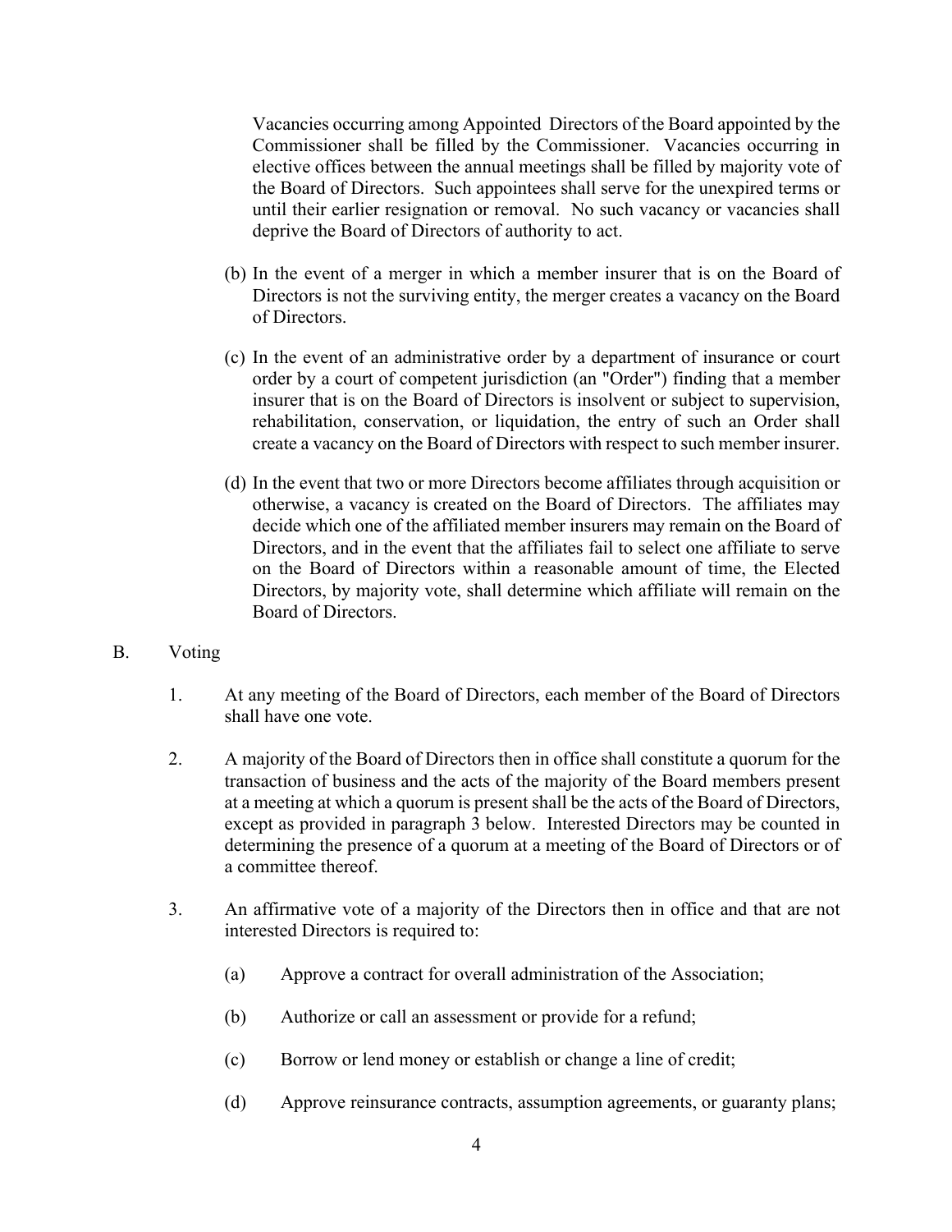Vacancies occurring among Appointed Directors of the Board appointed by the Commissioner shall be filled by the Commissioner. Vacancies occurring in elective offices between the annual meetings shall be filled by majority vote of the Board of Directors. Such appointees shall serve for the unexpired terms or until their earlier resignation or removal. No such vacancy or vacancies shall deprive the Board of Directors of authority to act.

(b) In the event of a merger in which a member insurer that is on the Board of Directors is not the surviving entity, the merger creates a vacancy on the Board of Directors.

(c) In the event of an administrative order by a department of insurance or court order by a court of competent jurisdiction (an "Order") finding that a member insurer that is on the Board of Directors is insolvent or subject to supervision, rehabilitation, conservation, or liquidation, the entry of such an Order shall create a vacancy on the Board of Directors with respect to such member insurer.

(d) In the event that two or more Directors become affiliates through acquisition or otherwise, a vacancy is created on the Board of Directors. The affiliates may decide which one of the affiliated member insurers may remain on the Board of Directors, and in the event that the affiliates fail to select one affiliate to serve on the Board of Directors within a reasonable amount of time, the Elected Directors, by majority vote, shall determine which affiliate will remain on the Board of Directors.

B. Voting

1. At any meeting of the Board of Directors, each member of the Board of Directors shall have one vote.

2. A majority of the Board of Directors then in office shall constitute a quorum for the transaction of business and the acts of the majority of the Board members present at a meeting at which a quorum is present shall be the acts of the Board of Directors, except as provided in paragraph 3 below. Interested Directors may be counted in determining the presence of a quorum at a meeting of the Board of Directors or of a committee thereof.

3. An affirmative vote of a majority of the Directors then in office and that are not interested Directors is required to:

   (a) Approve a contract for overall administration of the Association;

   (b) Authorize or call an assessment or provide for a refund;

   (c) Borrow or lend money or establish or change a line of credit;

   (d) Approve reinsurance contracts, assumption agreements, or guaranty plans;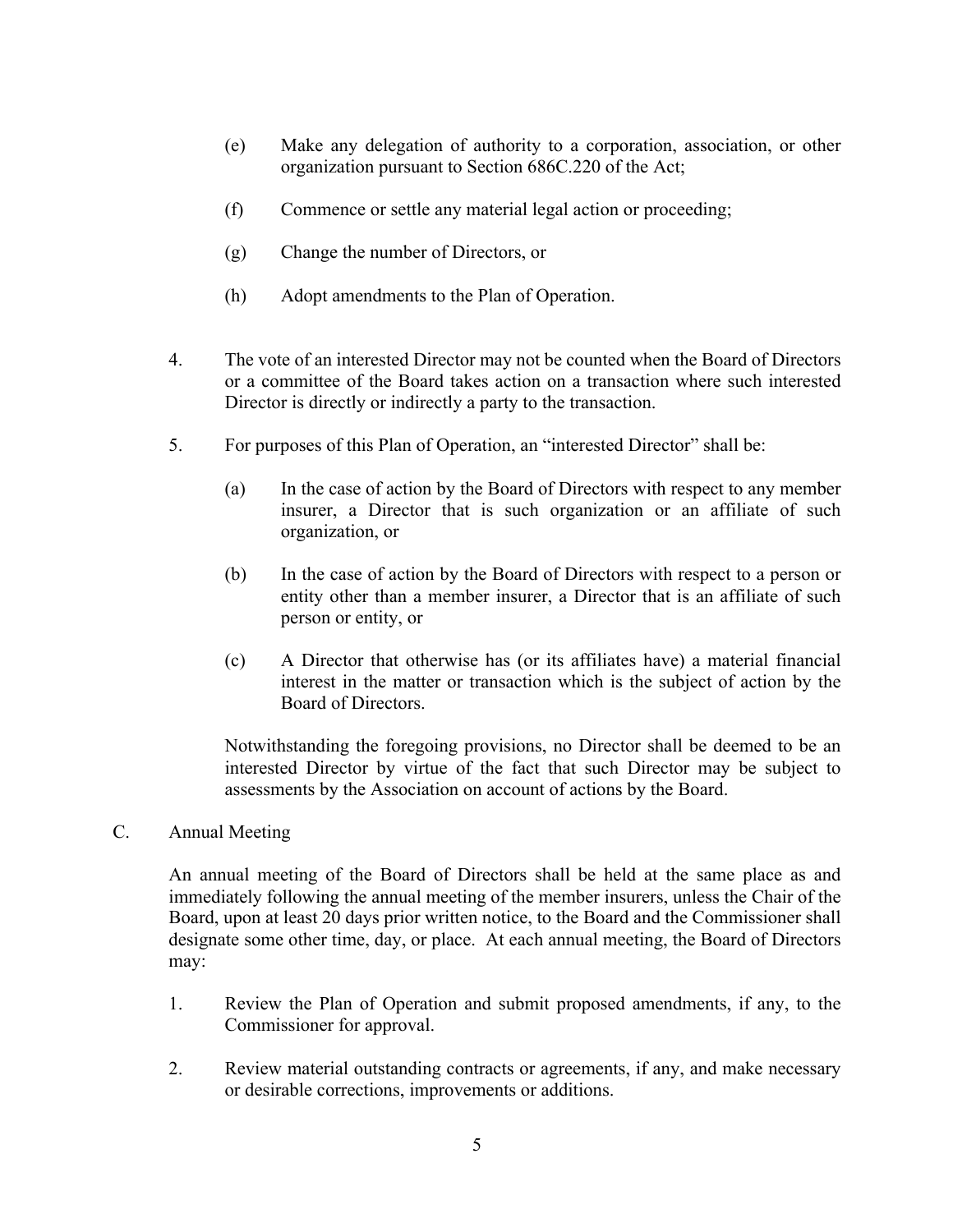(e) Make any delegation of authority to a corporation, association, or other organization pursuant to Section 686C.220 of the Act;

(f) Commence or settle any material legal action or proceeding;

(g) Change the number of Directors, or

(h) Adopt amendments to the Plan of Operation.

4. The vote of an interested Director may not be counted when the Board of Directors or a committee of the Board takes action on a transaction where such interested Director is directly or indirectly a party to the transaction.

5. For purposes of this Plan of Operation, an "interested Director" shall be:

   (a) In the case of action by the Board of Directors with respect to any member insurer, a Director that is such organization or an affiliate of such organization, or

   (b) In the case of action by the Board of Directors with respect to a person or entity other than a member insurer, a Director that is an affiliate of such person or entity, or

   (c) A Director that otherwise has (or its affiliates have) a material financial interest in the matter or transaction which is the subject of action by the Board of Directors.

   Notwithstanding the foregoing provisions, no Director shall be deemed to be an interested Director by virtue of the fact that such Director may be subject to assessments by the Association on account of actions by the Board.

C. Annual Meeting

An annual meeting of the Board of Directors shall be held at the same place as and immediately following the annual meeting of the member insurers, unless the Chair of the Board, upon at least 20 days prior written notice, to the Board and the Commissioner shall designate some other time, day, or place. At each annual meeting, the Board of Directors may:

1. Review the Plan of Operation and submit proposed amendments, if any, to the Commissioner for approval.

2. Review material outstanding contracts or agreements, if any, and make necessary or desirable corrections, improvements or additions.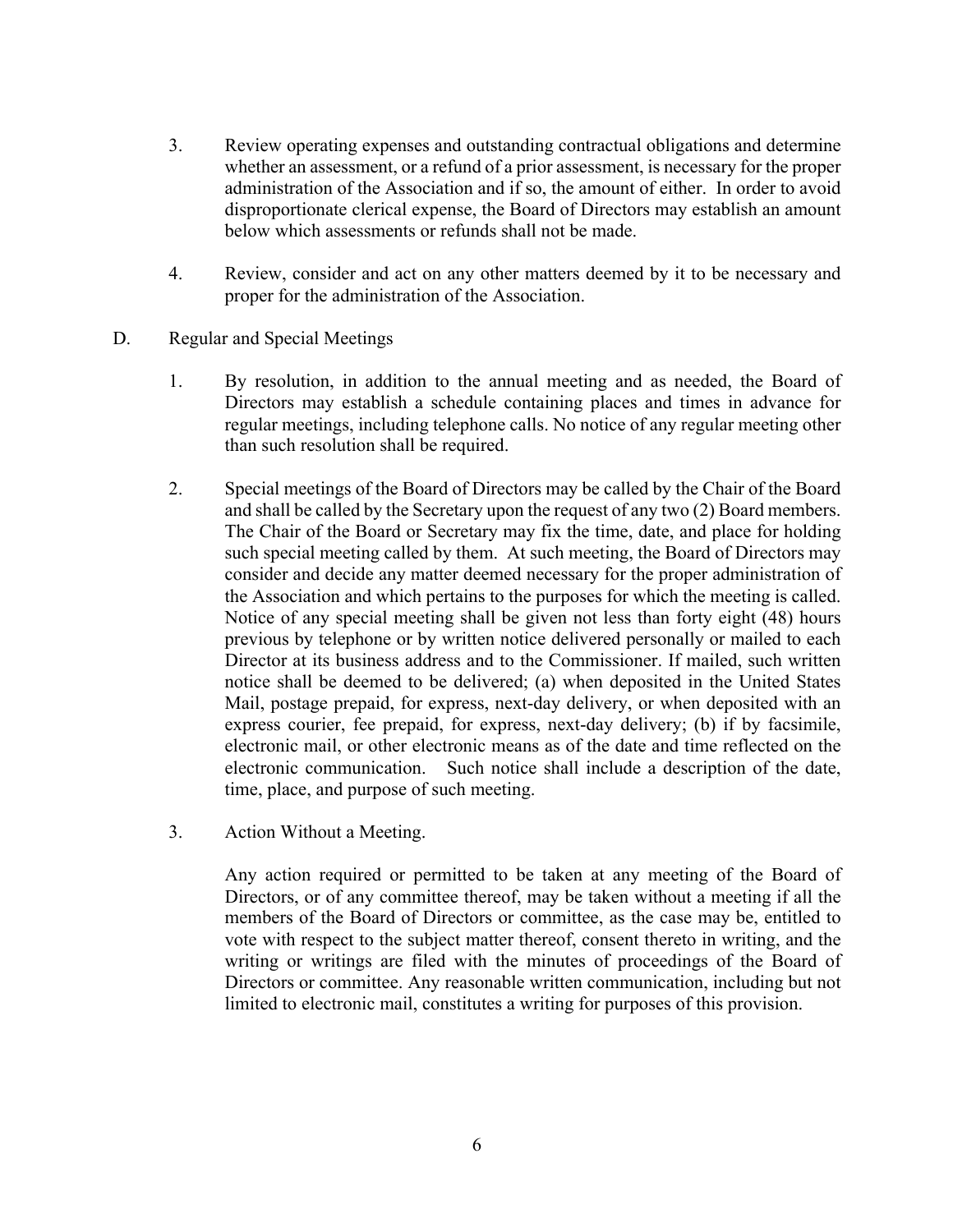3. Review operating expenses and outstanding contractual obligations and determine whether an assessment, or a refund of a prior assessment, is necessary for the proper administration of the Association and if so, the amount of either. In order to avoid disproportionate clerical expense, the Board of Directors may establish an amount below which assessments or refunds shall not be made.

4. Review, consider and act on any other matters deemed by it to be necessary and proper for the administration of the Association.

D. Regular and Special Meetings

1. By resolution, in addition to the annual meeting and as needed, the Board of Directors may establish a schedule containing places and times in advance for regular meetings, including telephone calls. No notice of any regular meeting other than such resolution shall be required.

2. Special meetings of the Board of Directors may be called by the Chair of the Board and shall be called by the Secretary upon the request of any two (2) Board members. The Chair of the Board or Secretary may fix the time, date, and place for holding such special meeting called by them. At such meeting, the Board of Directors may consider and decide any matter deemed necessary for the proper administration of the Association and which pertains to the purposes for which the meeting is called. Notice of any special meeting shall be given not less than forty eight (48) hours previous by telephone or by written notice delivered personally or mailed to each Director at its business address and to the Commissioner. If mailed, such written notice shall be deemed to be delivered; (a) when deposited in the United States Mail, postage prepaid, for express, next-day delivery, or when deposited with an express courier, fee prepaid, for express, next-day delivery; (b) if by facsimile, electronic mail, or other electronic means as of the date and time reflected on the electronic communication. Such notice shall include a description of the date, time, place, and purpose of such meeting.

3. Action Without a Meeting.

   Any action required or permitted to be taken at any meeting of the Board of Directors, or of any committee thereof, may be taken without a meeting if all the members of the Board of Directors or committee, as the case may be, entitled to vote with respect to the subject matter thereof, consent thereto in writing, and the writing or writings are filed with the minutes of proceedings of the Board of Directors or committee. Any reasonable written communication, including but not limited to electronic mail, constitutes a writing for purposes of this provision.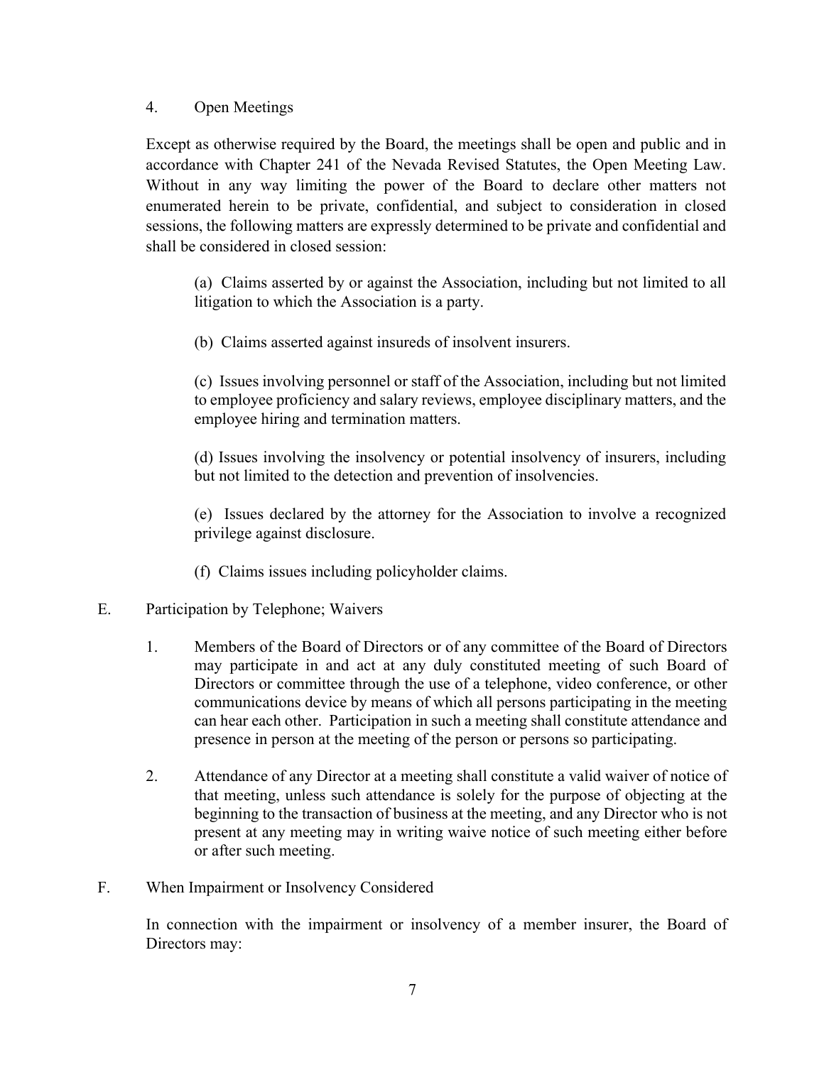4. Open Meetings

Except as otherwise required by the Board, the meetings shall be open and public and in accordance with Chapter 241 of the Nevada Revised Statutes, the Open Meeting Law. Without in any way limiting the power of the Board to declare other matters not enumerated herein to be private, confidential, and subject to consideration in closed sessions, the following matters are expressly determined to be private and confidential and shall be considered in closed session:

(a) Claims asserted by or against the Association, including but not limited to all litigation to which the Association is a party.

(b) Claims asserted against insureds of insolvent insurers.

(c) Issues involving personnel or staff of the Association, including but not limited to employee proficiency and salary reviews, employee disciplinary matters, and the employee hiring and termination matters.

(d) Issues involving the insolvency or potential insolvency of insurers, including but not limited to the detection and prevention of insolvencies.

(e) Issues declared by the attorney for the Association to involve a recognized privilege against disclosure.

(f) Claims issues including policyholder claims.

E. Participation by Telephone; Waivers

1. Members of the Board of Directors or of any committee of the Board of Directors may participate in and act at any duly constituted meeting of such Board of Directors or committee through the use of a telephone, video conference, or other communications device by means of which all persons participating in the meeting can hear each other. Participation in such a meeting shall constitute attendance and presence in person at the meeting of the person or persons so participating.

2. Attendance of any Director at a meeting shall constitute a valid waiver of notice of that meeting, unless such attendance is solely for the purpose of objecting at the beginning to the transaction of business at the meeting, and any Director who is not present at any meeting may in writing waive notice of such meeting either before or after such meeting.

F. When Impairment or Insolvency Considered

In connection with the impairment or insolvency of a member insurer, the Board of Directors may: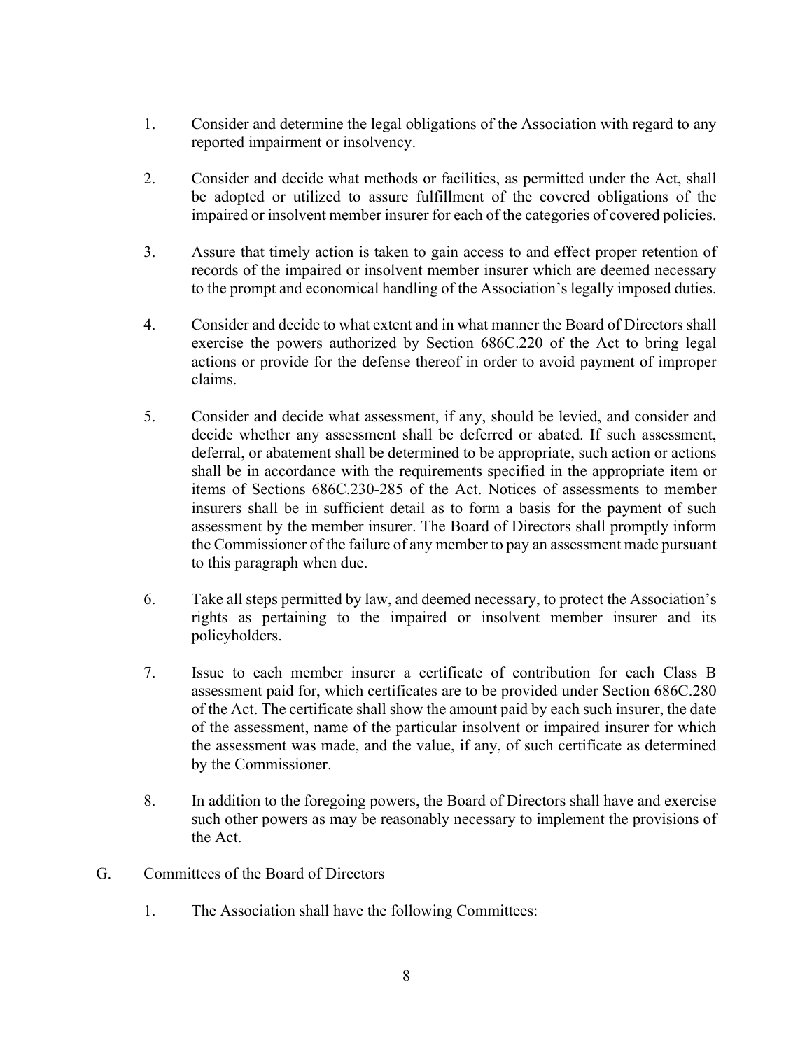1. Consider and determine the legal obligations of the Association with regard to any reported impairment or insolvency.

2. Consider and decide what methods or facilities, as permitted under the Act, shall be adopted or utilized to assure fulfillment of the covered obligations of the impaired or insolvent member insurer for each of the categories of covered policies.

3. Assure that timely action is taken to gain access to and effect proper retention of records of the impaired or insolvent member insurer which are deemed necessary to the prompt and economical handling of the Association's legally imposed duties.

4. Consider and decide to what extent and in what manner the Board of Directors shall exercise the powers authorized by Section 686C.220 of the Act to bring legal actions or provide for the defense thereof in order to avoid payment of improper claims.

5. Consider and decide what assessment, if any, should be levied, and consider and decide whether any assessment shall be deferred or abated. If such assessment, deferral, or abatement shall be determined to be appropriate, such action or actions shall be in accordance with the requirements specified in the appropriate item or items of Sections 686C.230-285 of the Act. Notices of assessments to member insurers shall be in sufficient detail as to form a basis for the payment of such assessment by the member insurer. The Board of Directors shall promptly inform the Commissioner of the failure of any member to pay an assessment made pursuant to this paragraph when due.

6. Take all steps permitted by law, and deemed necessary, to protect the Association's rights as pertaining to the impaired or insolvent member insurer and its policyholders.

7. Issue to each member insurer a certificate of contribution for each Class B assessment paid for, which certificates are to be provided under Section 686C.280 of the Act. The certificate shall show the amount paid by each such insurer, the date of the assessment, name of the particular insolvent or impaired insurer for which the assessment was made, and the value, if any, of such certificate as determined by the Commissioner.

8. In addition to the foregoing powers, the Board of Directors shall have and exercise such other powers as may be reasonably necessary to implement the provisions of the Act.

G. Committees of the Board of Directors

   1. The Association shall have the following Committees: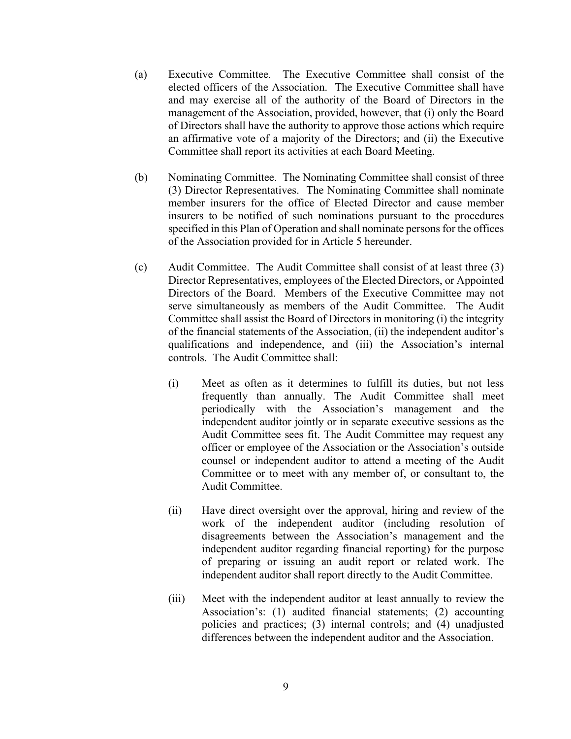(a) Executive Committee. The Executive Committee shall consist of the elected officers of the Association. The Executive Committee shall have and may exercise all of the authority of the Board of Directors in the management of the Association, provided, however, that (i) only the Board of Directors shall have the authority to approve those actions which require an affirmative vote of a majority of the Directors; and (ii) the Executive Committee shall report its activities at each Board Meeting.

(b) Nominating Committee. The Nominating Committee shall consist of three (3) Director Representatives. The Nominating Committee shall nominate member insurers for the office of Elected Director and cause member insurers to be notified of such nominations pursuant to the procedures specified in this Plan of Operation and shall nominate persons for the offices of the Association provided for in Article 5 hereunder.

(c) Audit Committee. The Audit Committee shall consist of at least three (3) Director Representatives, employees of the Elected Directors, or Appointed Directors of the Board. Members of the Executive Committee may not serve simultaneously as members of the Audit Committee. The Audit Committee shall assist the Board of Directors in monitoring (i) the integrity of the financial statements of the Association, (ii) the independent auditor's qualifications and independence, and (iii) the Association's internal controls. The Audit Committee shall:

   (i) Meet as often as it determines to fulfill its duties, but not less frequently than annually. The Audit Committee shall meet periodically with the Association's management and the independent auditor jointly or in separate executive sessions as the Audit Committee sees fit. The Audit Committee may request any officer or employee of the Association or the Association's outside counsel or independent auditor to attend a meeting of the Audit Committee or to meet with any member of, or consultant to, the Audit Committee.

   (ii) Have direct oversight over the approval, hiring and review of the work of the independent auditor (including resolution of disagreements between the Association's management and the independent auditor regarding financial reporting) for the purpose of preparing or issuing an audit report or related work. The independent auditor shall report directly to the Audit Committee.

   (iii) Meet with the independent auditor at least annually to review the Association's: (1) audited financial statements; (2) accounting policies and practices; (3) internal controls; and (4) unadjusted differences between the independent auditor and the Association.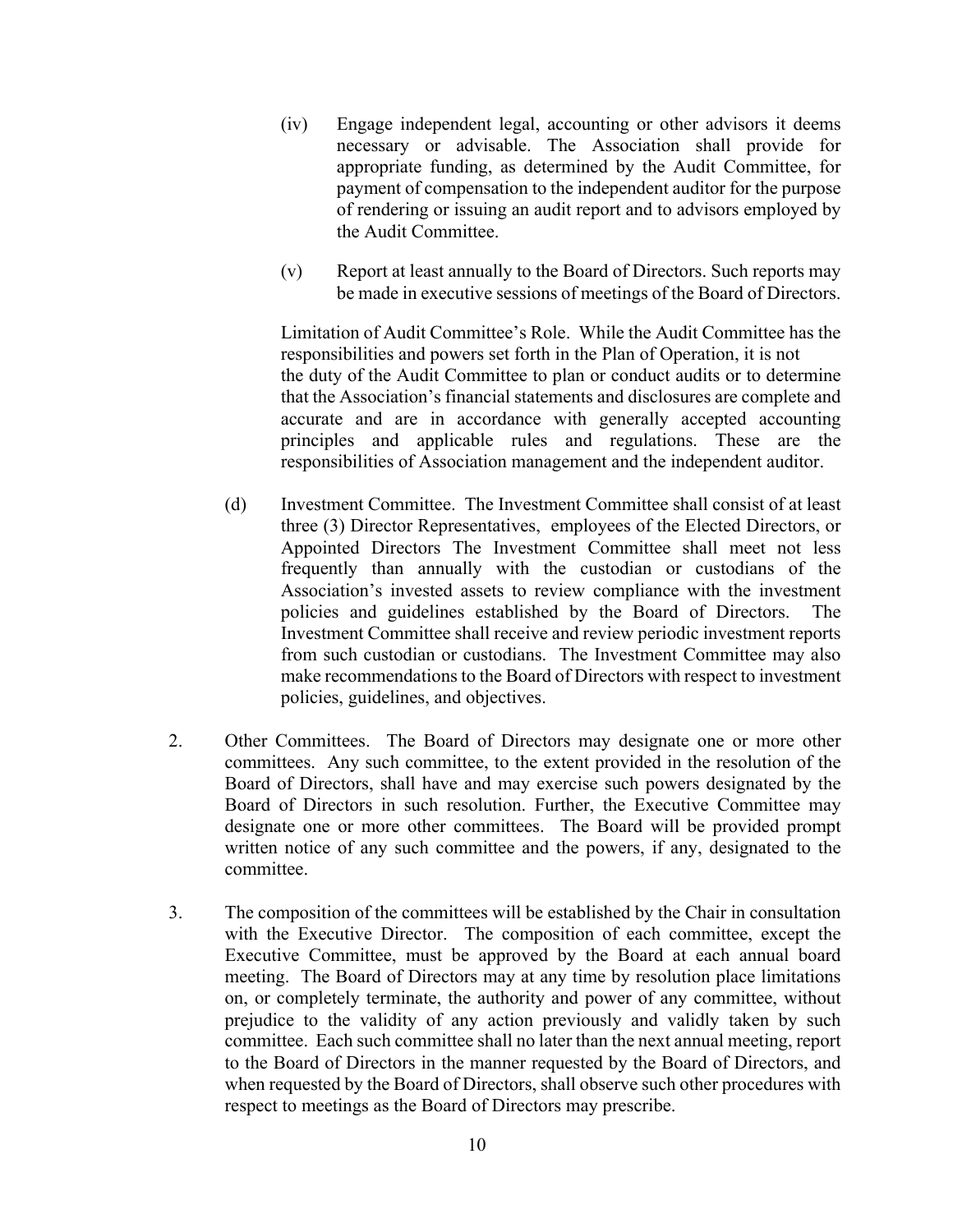(iv) Engage independent legal, accounting or other advisors it deems necessary or advisable. The Association shall provide for appropriate funding, as determined by the Audit Committee, for payment of compensation to the independent auditor for the purpose of rendering or issuing an audit report and to advisors employed by the Audit Committee.

(v) Report at least annually to the Board of Directors. Such reports may be made in executive sessions of meetings of the Board of Directors.

Limitation of Audit Committee's Role. While the Audit Committee has the responsibilities and powers set forth in the Plan of Operation, it is not the duty of the Audit Committee to plan or conduct audits or to determine that the Association's financial statements and disclosures are complete and accurate and are in accordance with generally accepted accounting principles and applicable rules and regulations. These are the responsibilities of Association management and the independent auditor.

(d) Investment Committee. The Investment Committee shall consist of at least three (3) Director Representatives, employees of the Elected Directors, or Appointed Directors The Investment Committee shall meet not less frequently than annually with the custodian or custodians of the Association's invested assets to review compliance with the investment policies and guidelines established by the Board of Directors. The Investment Committee shall receive and review periodic investment reports from such custodian or custodians. The Investment Committee may also make recommendations to the Board of Directors with respect to investment policies, guidelines, and objectives.

2. Other Committees. The Board of Directors may designate one or more other committees. Any such committee, to the extent provided in the resolution of the Board of Directors, shall have and may exercise such powers designated by the Board of Directors in such resolution. Further, the Executive Committee may designate one or more other committees. The Board will be provided prompt written notice of any such committee and the powers, if any, designated to the committee.

3. The composition of the committees will be established by the Chair in consultation with the Executive Director. The composition of each committee, except the Executive Committee, must be approved by the Board at each annual board meeting. The Board of Directors may at any time by resolution place limitations on, or completely terminate, the authority and power of any committee, without prejudice to the validity of any action previously and validly taken by such committee. Each such committee shall no later than the next annual meeting, report to the Board of Directors in the manner requested by the Board of Directors, and when requested by the Board of Directors, shall observe such other procedures with respect to meetings as the Board of Directors may prescribe.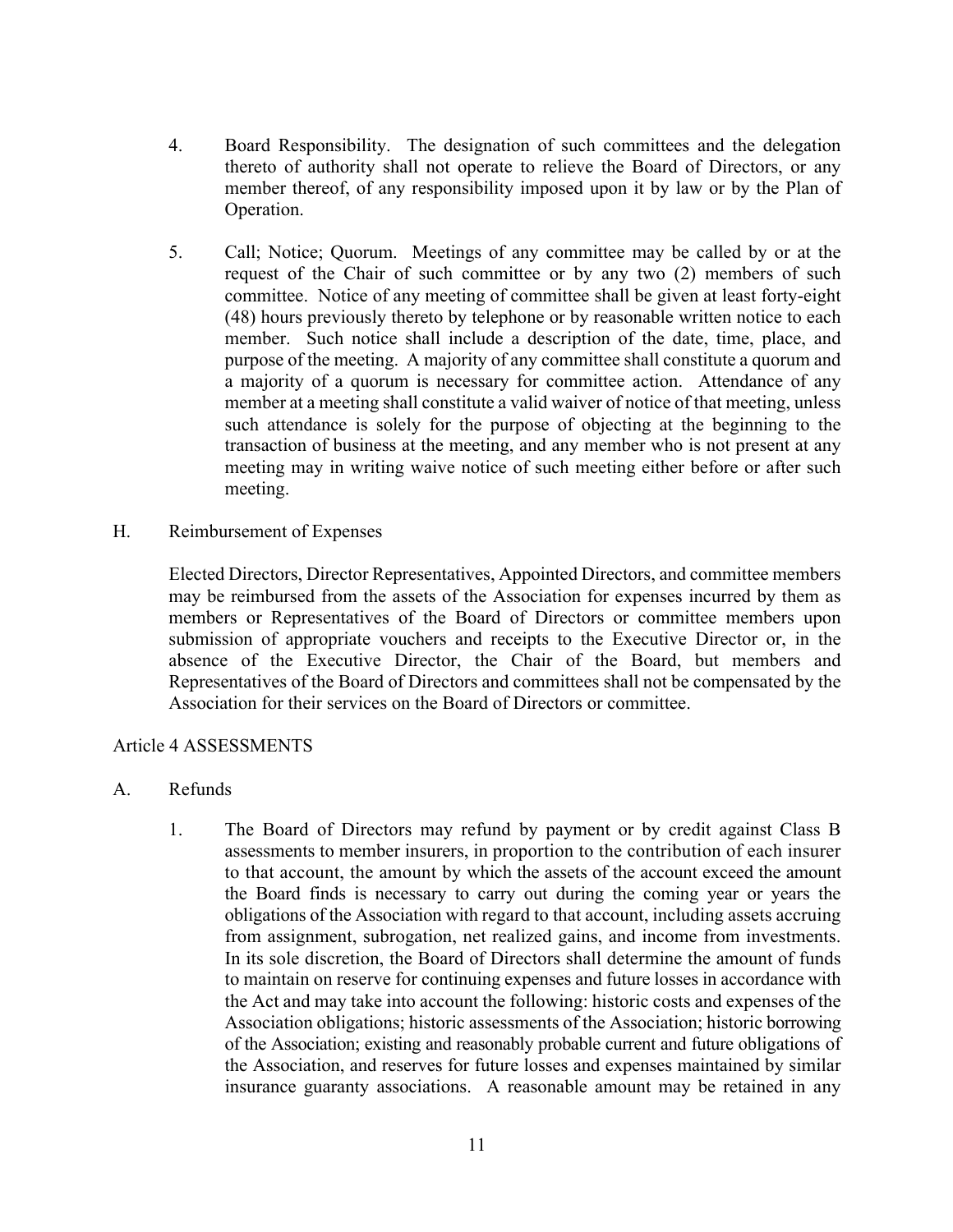4. Board Responsibility. The designation of such committees and the delegation thereto of authority shall not operate to relieve the Board of Directors, or any member thereof, of any responsibility imposed upon it by law or by the Plan of Operation.

5. Call; Notice; Quorum. Meetings of any committee may be called by or at the request of the Chair of such committee or by any two (2) members of such committee. Notice of any meeting of committee shall be given at least forty-eight (48) hours previously thereto by telephone or by reasonable written notice to each member. Such notice shall include a description of the date, time, place, and purpose of the meeting. A majority of any committee shall constitute a quorum and a majority of a quorum is necessary for committee action. Attendance of any member at a meeting shall constitute a valid waiver of notice of that meeting, unless such attendance is solely for the purpose of objecting at the beginning to the transaction of business at the meeting, and any member who is not present at any meeting may in writing waive notice of such meeting either before or after such meeting.

H. Reimbursement of Expenses

Elected Directors, Director Representatives, Appointed Directors, and committee members may be reimbursed from the assets of the Association for expenses incurred by them as members or Representatives of the Board of Directors or committee members upon submission of appropriate vouchers and receipts to the Executive Director or, in the absence of the Executive Director, the Chair of the Board, but members and Representatives of the Board of Directors and committees shall not be compensated by the Association for their services on the Board of Directors or committee.

## Article 4 ASSESSMENTS

A. Refunds

1. The Board of Directors may refund by payment or by credit against Class B assessments to member insurers, in proportion to the contribution of each insurer to that account, the amount by which the assets of the account exceed the amount the Board finds is necessary to carry out during the coming year or years the obligations of the Association with regard to that account, including assets accruing from assignment, subrogation, net realized gains, and income from investments. In its sole discretion, the Board of Directors shall determine the amount of funds to maintain on reserve for continuing expenses and future losses in accordance with the Act and may take into account the following: historic costs and expenses of the Association obligations; historic assessments of the Association; historic borrowing of the Association; existing and reasonably probable current and future obligations of the Association, and reserves for future losses and expenses maintained by similar insurance guaranty associations. A reasonable amount may be retained in any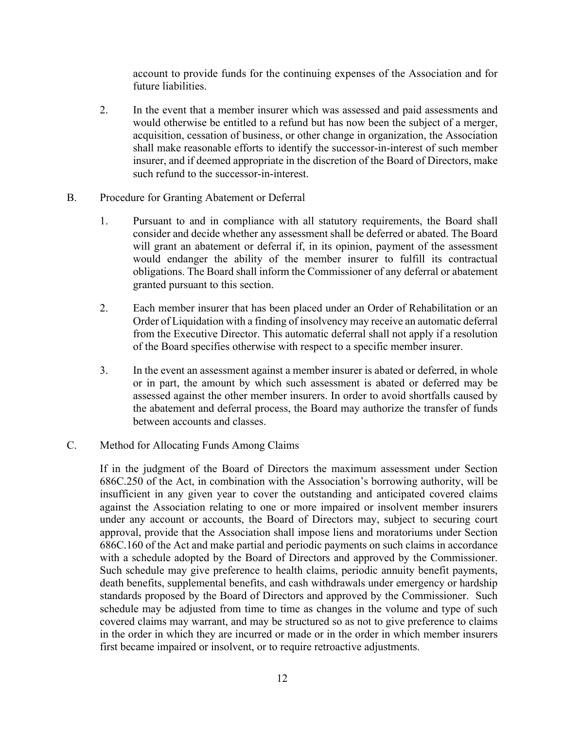account to provide funds for the continuing expenses of the Association and for future liabilities.

2. In the event that a member insurer which was assessed and paid assessments and would otherwise be entitled to a refund but has now been the subject of a merger, acquisition, cessation of business, or other change in organization, the Association shall make reasonable efforts to identify the successor-in-interest of such member insurer, and if deemed appropriate in the discretion of the Board of Directors, make such refund to the successor-in-interest.

B. Procedure for Granting Abatement or Deferral

1. Pursuant to and in compliance with all statutory requirements, the Board shall consider and decide whether any assessment shall be deferred or abated. The Board will grant an abatement or deferral if, in its opinion, payment of the assessment would endanger the ability of the member insurer to fulfill its contractual obligations. The Board shall inform the Commissioner of any deferral or abatement granted pursuant to this section.

2. Each member insurer that has been placed under an Order of Rehabilitation or an Order of Liquidation with a finding of insolvency may receive an automatic deferral from the Executive Director. This automatic deferral shall not apply if a resolution of the Board specifies otherwise with respect to a specific member insurer.

3. In the event an assessment against a member insurer is abated or deferred, in whole or in part, the amount by which such assessment is abated or deferred may be assessed against the other member insurers. In order to avoid shortfalls caused by the abatement and deferral process, the Board may authorize the transfer of funds between accounts and classes.

C. Method for Allocating Funds Among Claims

If in the judgment of the Board of Directors the maximum assessment under Section 686C.250 of the Act, in combination with the Association's borrowing authority, will be insufficient in any given year to cover the outstanding and anticipated covered claims against the Association relating to one or more impaired or insolvent member insurers under any account or accounts, the Board of Directors may, subject to securing court approval, provide that the Association shall impose liens and moratoriums under Section 686C.160 of the Act and make partial and periodic payments on such claims in accordance with a schedule adopted by the Board of Directors and approved by the Commissioner. Such schedule may give preference to health claims, periodic annuity benefit payments, death benefits, supplemental benefits, and cash withdrawals under emergency or hardship standards proposed by the Board of Directors and approved by the Commissioner. Such schedule may be adjusted from time to time as changes in the volume and type of such covered claims may warrant, and may be structured so as not to give preference to claims in the order in which they are incurred or made or in the order in which member insurers first became impaired or insolvent, or to require retroactive adjustments.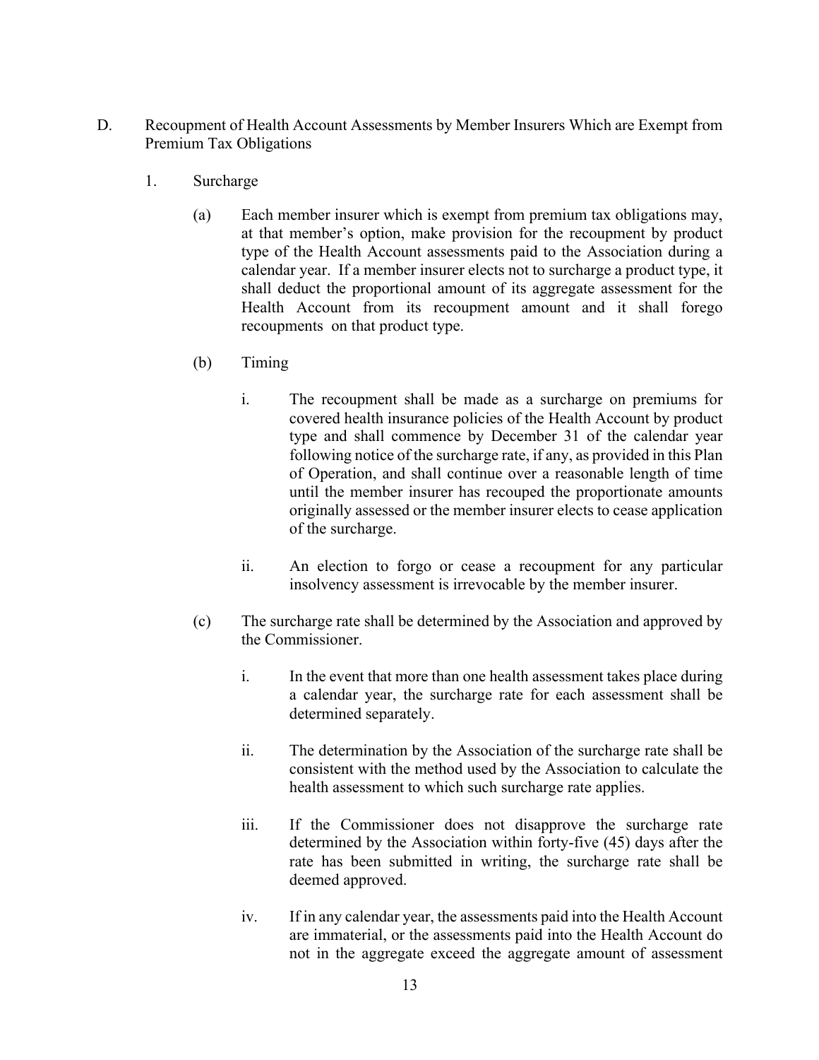D. Recoupment of Health Account Assessments by Member Insurers Which are Exempt from Premium Tax Obligations

1. Surcharge

(a) Each member insurer which is exempt from premium tax obligations may, at that member's option, make provision for the recoupment by product type of the Health Account assessments paid to the Association during a calendar year. If a member insurer elects not to surcharge a product type, it shall deduct the proportional amount of its aggregate assessment for the Health Account from its recoupment amount and it shall forego recoupments on that product type.

(b) Timing

i. The recoupment shall be made as a surcharge on premiums for covered health insurance policies of the Health Account by product type and shall commence by December 31 of the calendar year following notice of the surcharge rate, if any, as provided in this Plan of Operation, and shall continue over a reasonable length of time until the member insurer has recouped the proportionate amounts originally assessed or the member insurer elects to cease application of the surcharge.

ii. An election to forgo or cease a recoupment for any particular insolvency assessment is irrevocable by the member insurer.

(c) The surcharge rate shall be determined by the Association and approved by the Commissioner.

i. In the event that more than one health assessment takes place during a calendar year, the surcharge rate for each assessment shall be determined separately.

ii. The determination by the Association of the surcharge rate shall be consistent with the method used by the Association to calculate the health assessment to which such surcharge rate applies.

iii. If the Commissioner does not disapprove the surcharge rate determined by the Association within forty-five (45) days after the rate has been submitted in writing, the surcharge rate shall be deemed approved.

iv. If in any calendar year, the assessments paid into the Health Account are immaterial, or the assessments paid into the Health Account do not in the aggregate exceed the aggregate amount of assessment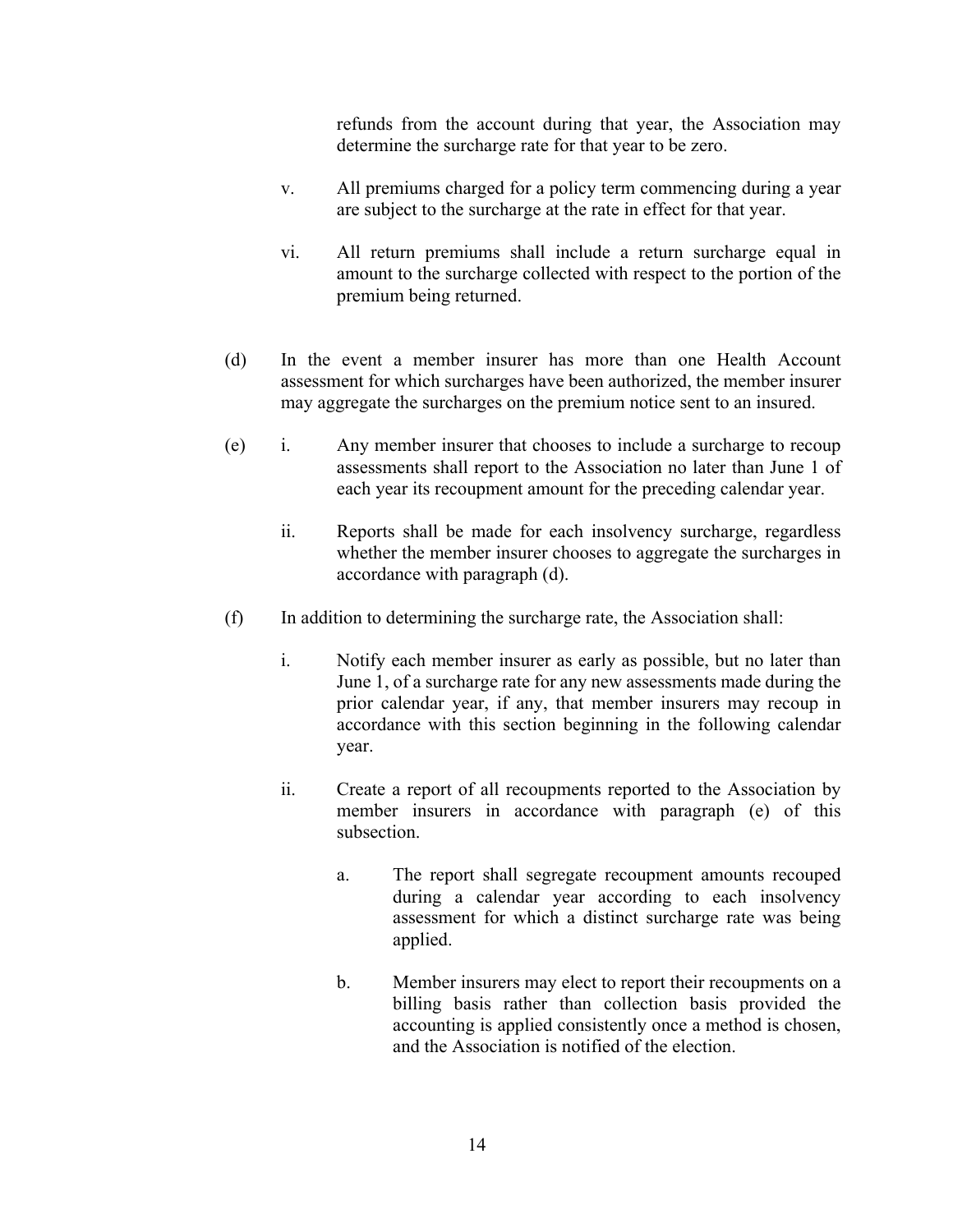refunds from the account during that year, the Association may determine the surcharge rate for that year to be zero.

v. All premiums charged for a policy term commencing during a year are subject to the surcharge at the rate in effect for that year.

vi. All return premiums shall include a return surcharge equal in amount to the surcharge collected with respect to the portion of the premium being returned.

(d) In the event a member insurer has more than one Health Account assessment for which surcharges have been authorized, the member insurer may aggregate the surcharges on the premium notice sent to an insured.

(e) i. Any member insurer that chooses to include a surcharge to recoup assessments shall report to the Association no later than June 1 of each year its recoupment amount for the preceding calendar year.

ii. Reports shall be made for each insolvency surcharge, regardless whether the member insurer chooses to aggregate the surcharges in accordance with paragraph (d).

(f) In addition to determining the surcharge rate, the Association shall:

i. Notify each member insurer as early as possible, but no later than June 1, of a surcharge rate for any new assessments made during the prior calendar year, if any, that member insurers may recoup in accordance with this section beginning in the following calendar year.

ii. Create a report of all recoupments reported to the Association by member insurers in accordance with paragraph (e) of this subsection.

a. The report shall segregate recoupment amounts recouped during a calendar year according to each insolvency assessment for which a distinct surcharge rate was being applied.

b. Member insurers may elect to report their recoupments on a billing basis rather than collection basis provided the accounting is applied consistently once a method is chosen, and the Association is notified of the election.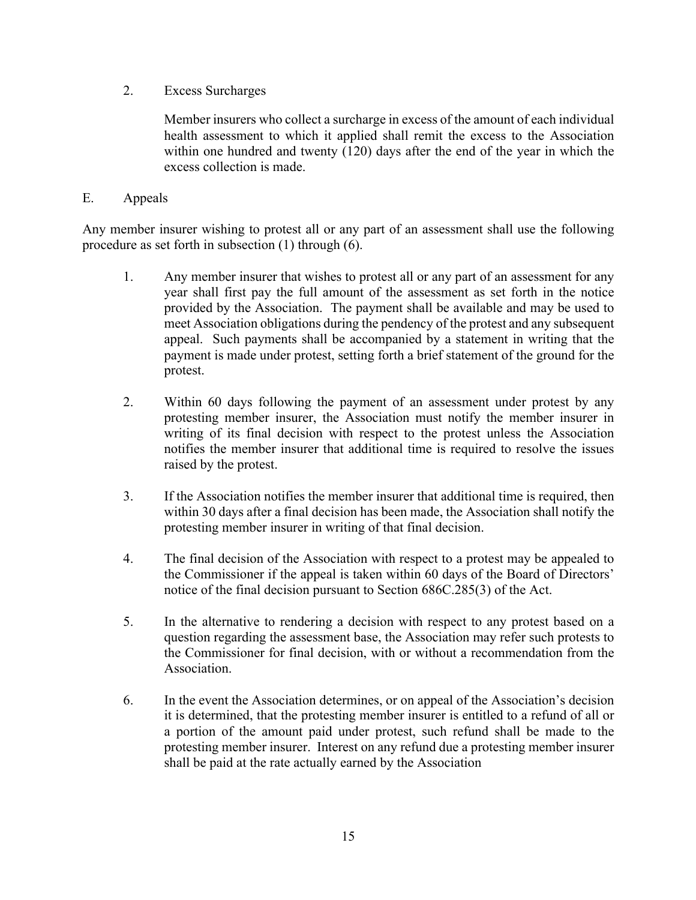2. Excess Surcharges

   Member insurers who collect a surcharge in excess of the amount of each individual health assessment to which it applied shall remit the excess to the Association within one hundred and twenty (120) days after the end of the year in which the excess collection is made.

E. Appeals

Any member insurer wishing to protest all or any part of an assessment shall use the following procedure as set forth in subsection (1) through (6).

1. Any member insurer that wishes to protest all or any part of an assessment for any year shall first pay the full amount of the assessment as set forth in the notice provided by the Association. The payment shall be available and may be used to meet Association obligations during the pendency of the protest and any subsequent appeal. Such payments shall be accompanied by a statement in writing that the payment is made under protest, setting forth a brief statement of the ground for the protest.

2. Within 60 days following the payment of an assessment under protest by any protesting member insurer, the Association must notify the member insurer in writing of its final decision with respect to the protest unless the Association notifies the member insurer that additional time is required to resolve the issues raised by the protest.

3. If the Association notifies the member insurer that additional time is required, then within 30 days after a final decision has been made, the Association shall notify the protesting member insurer in writing of that final decision.

4. The final decision of the Association with respect to a protest may be appealed to the Commissioner if the appeal is taken within 60 days of the Board of Directors' notice of the final decision pursuant to Section 686C.285(3) of the Act.

5. In the alternative to rendering a decision with respect to any protest based on a question regarding the assessment base, the Association may refer such protests to the Commissioner for final decision, with or without a recommendation from the Association.

6. In the event the Association determines, or on appeal of the Association's decision it is determined, that the protesting member insurer is entitled to a refund of all or a portion of the amount paid under protest, such refund shall be made to the protesting member insurer. Interest on any refund due a protesting member insurer shall be paid at the rate actually earned by the Association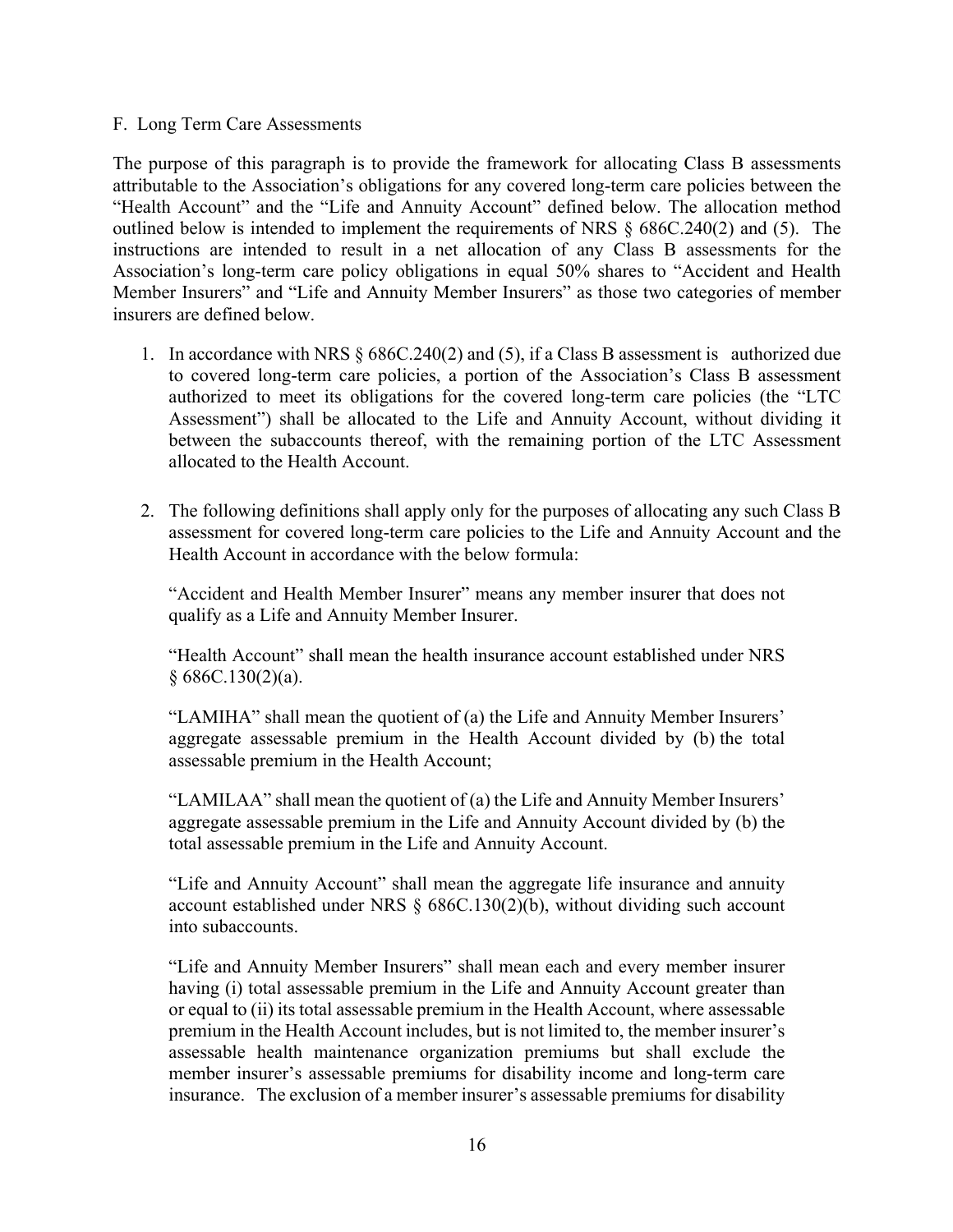F. Long Term Care Assessments

The purpose of this paragraph is to provide the framework for allocating Class B assessments attributable to the Association's obligations for any covered long-term care policies between the "Health Account" and the "Life and Annuity Account" defined below. The allocation method outlined below is intended to implement the requirements of NRS § 686C.240(2) and (5). The instructions are intended to result in a net allocation of any Class B assessments for the Association's long-term care policy obligations in equal 50% shares to "Accident and Health Member Insurers" and "Life and Annuity Member Insurers" as those two categories of member insurers are defined below.

1. In accordance with NRS § 686C.240(2) and (5), if a Class B assessment is authorized due to covered long-term care policies, a portion of the Association's Class B assessment authorized to meet its obligations for the covered long-term care policies (the "LTC Assessment") shall be allocated to the Life and Annuity Account, without dividing it between the subaccounts thereof, with the remaining portion of the LTC Assessment allocated to the Health Account.

2. The following definitions shall apply only for the purposes of allocating any such Class B assessment for covered long-term care policies to the Life and Annuity Account and the Health Account in accordance with the below formula:

   "Accident and Health Member Insurer" means any member insurer that does not qualify as a Life and Annuity Member Insurer.

   "Health Account" shall mean the health insurance account established under NRS § 686C.130(2)(a).

   "LAMIHA" shall mean the quotient of (a) the Life and Annuity Member Insurers' aggregate assessable premium in the Health Account divided by (b) the total assessable premium in the Health Account;

   "LAMILAA" shall mean the quotient of (a) the Life and Annuity Member Insurers' aggregate assessable premium in the Life and Annuity Account divided by (b) the total assessable premium in the Life and Annuity Account.

   "Life and Annuity Account" shall mean the aggregate life insurance and annuity account established under NRS § 686C.130(2)(b), without dividing such account into subaccounts.

   "Life and Annuity Member Insurers" shall mean each and every member insurer having (i) total assessable premium in the Life and Annuity Account greater than or equal to (ii) its total assessable premium in the Health Account, where assessable premium in the Health Account includes, but is not limited to, the member insurer's assessable health maintenance organization premiums but shall exclude the member insurer's assessable premiums for disability income and long-term care insurance. The exclusion of a member insurer's assessable premiums for disability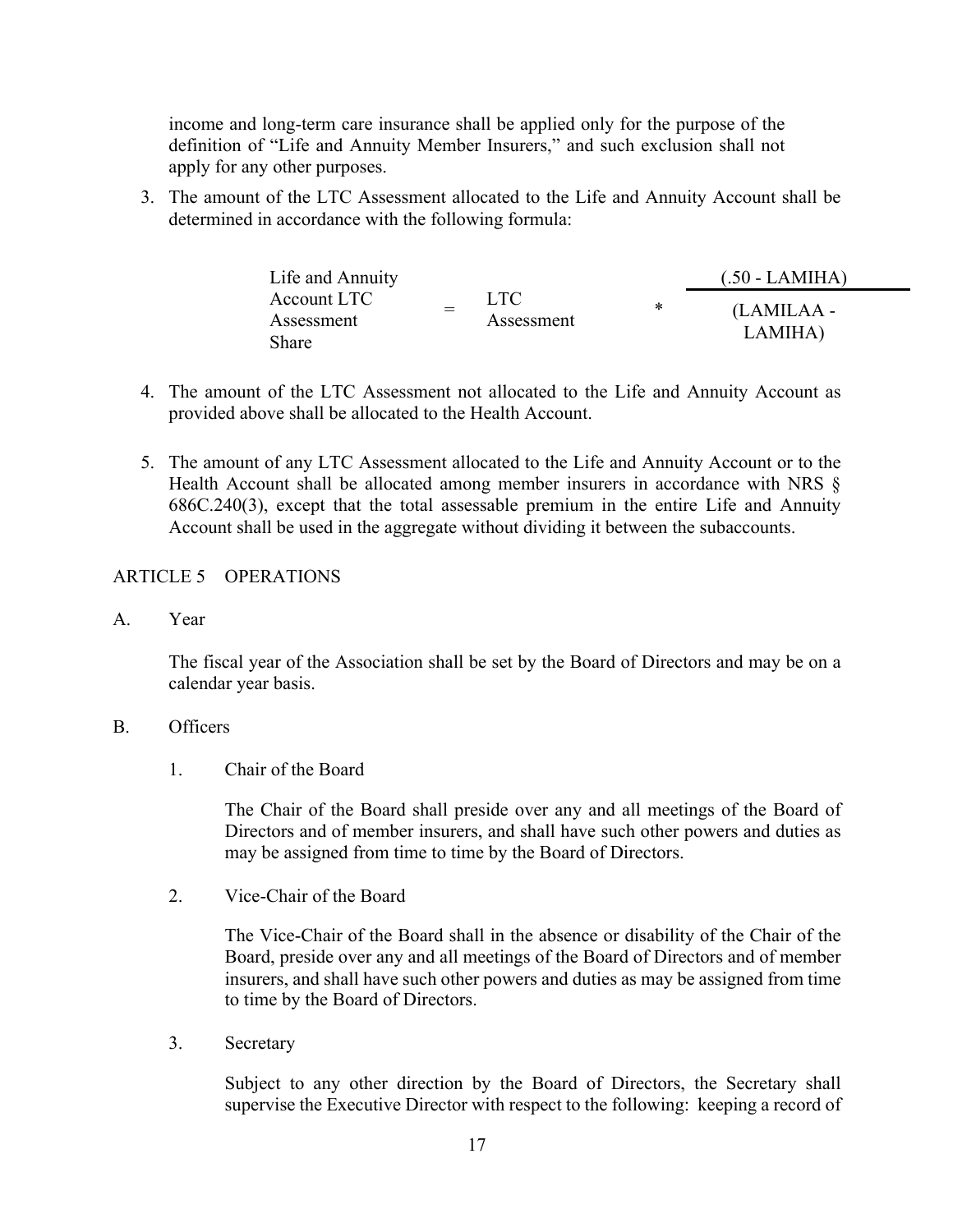income and long-term care insurance shall be applied only for the purpose of the definition of "Life and Annuity Member Insurers," and such exclusion shall not apply for any other purposes.

3. The amount of the LTC Assessment allocated to the Life and Annuity Account shall be determined in accordance with the following formula:

$$\text{Life and Annuity Account LTC Assessment Share} = \text{LTC Assessment} * \frac{(.50 - \text{LAMIHA})}{(\text{LAMILAA} - \text{LAMIHA})}$$

4. The amount of the LTC Assessment not allocated to the Life and Annuity Account as provided above shall be allocated to the Health Account.

5. The amount of any LTC Assessment allocated to the Life and Annuity Account or to the Health Account shall be allocated among member insurers in accordance with NRS § 686C.240(3), except that the total assessable premium in the entire Life and Annuity Account shall be used in the aggregate without dividing it between the subaccounts.

## ARTICLE 5 OPERATIONS

A. Year

The fiscal year of the Association shall be set by the Board of Directors and may be on a calendar year basis.

B. Officers

1. Chair of the Board

The Chair of the Board shall preside over any and all meetings of the Board of Directors and of member insurers, and shall have such other powers and duties as may be assigned from time to time by the Board of Directors.

2. Vice-Chair of the Board

The Vice-Chair of the Board shall in the absence or disability of the Chair of the Board, preside over any and all meetings of the Board of Directors and of member insurers, and shall have such other powers and duties as may be assigned from time to time by the Board of Directors.

3. Secretary

Subject to any other direction by the Board of Directors, the Secretary shall supervise the Executive Director with respect to the following: keeping a record of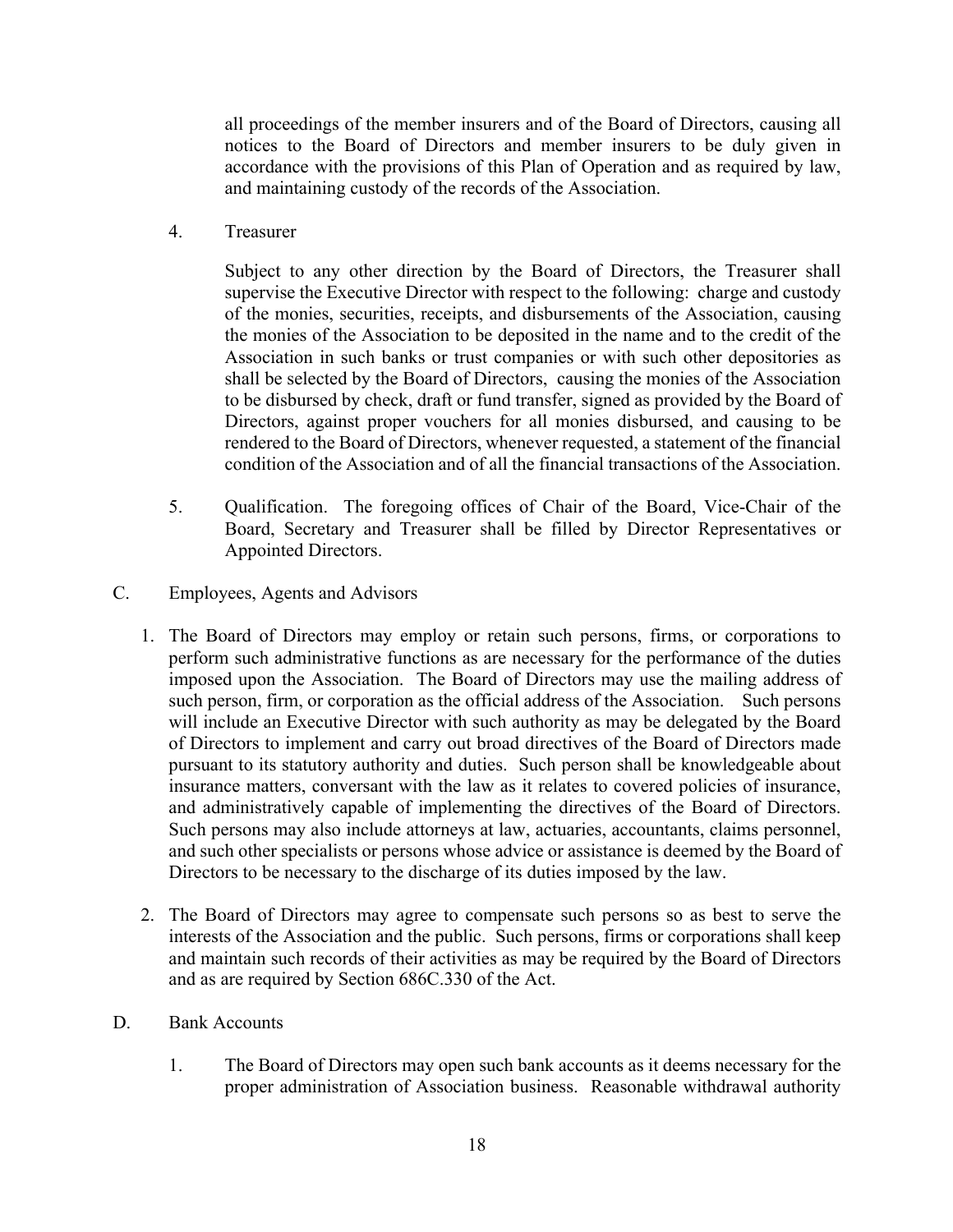all proceedings of the member insurers and of the Board of Directors, causing all notices to the Board of Directors and member insurers to be duly given in accordance with the provisions of this Plan of Operation and as required by law, and maintaining custody of the records of the Association.

4. Treasurer

   Subject to any other direction by the Board of Directors, the Treasurer shall supervise the Executive Director with respect to the following: charge and custody of the monies, securities, receipts, and disbursements of the Association, causing the monies of the Association to be deposited in the name and to the credit of the Association in such banks or trust companies or with such other depositories as shall be selected by the Board of Directors, causing the monies of the Association to be disbursed by check, draft or fund transfer, signed as provided by the Board of Directors, against proper vouchers for all monies disbursed, and causing to be rendered to the Board of Directors, whenever requested, a statement of the financial condition of the Association and of all the financial transactions of the Association.

5. Qualification. The foregoing offices of Chair of the Board, Vice-Chair of the Board, Secretary and Treasurer shall be filled by Director Representatives or Appointed Directors.

C. Employees, Agents and Advisors

1. The Board of Directors may employ or retain such persons, firms, or corporations to perform such administrative functions as are necessary for the performance of the duties imposed upon the Association. The Board of Directors may use the mailing address of such person, firm, or corporation as the official address of the Association. Such persons will include an Executive Director with such authority as may be delegated by the Board of Directors to implement and carry out broad directives of the Board of Directors made pursuant to its statutory authority and duties. Such person shall be knowledgeable about insurance matters, conversant with the law as it relates to covered policies of insurance, and administratively capable of implementing the directives of the Board of Directors. Such persons may also include attorneys at law, actuaries, accountants, claims personnel, and such other specialists or persons whose advice or assistance is deemed by the Board of Directors to be necessary to the discharge of its duties imposed by the law.

2. The Board of Directors may agree to compensate such persons so as best to serve the interests of the Association and the public. Such persons, firms or corporations shall keep and maintain such records of their activities as may be required by the Board of Directors and as are required by Section 686C.330 of the Act.

D. Bank Accounts

1. The Board of Directors may open such bank accounts as it deems necessary for the proper administration of Association business. Reasonable withdrawal authority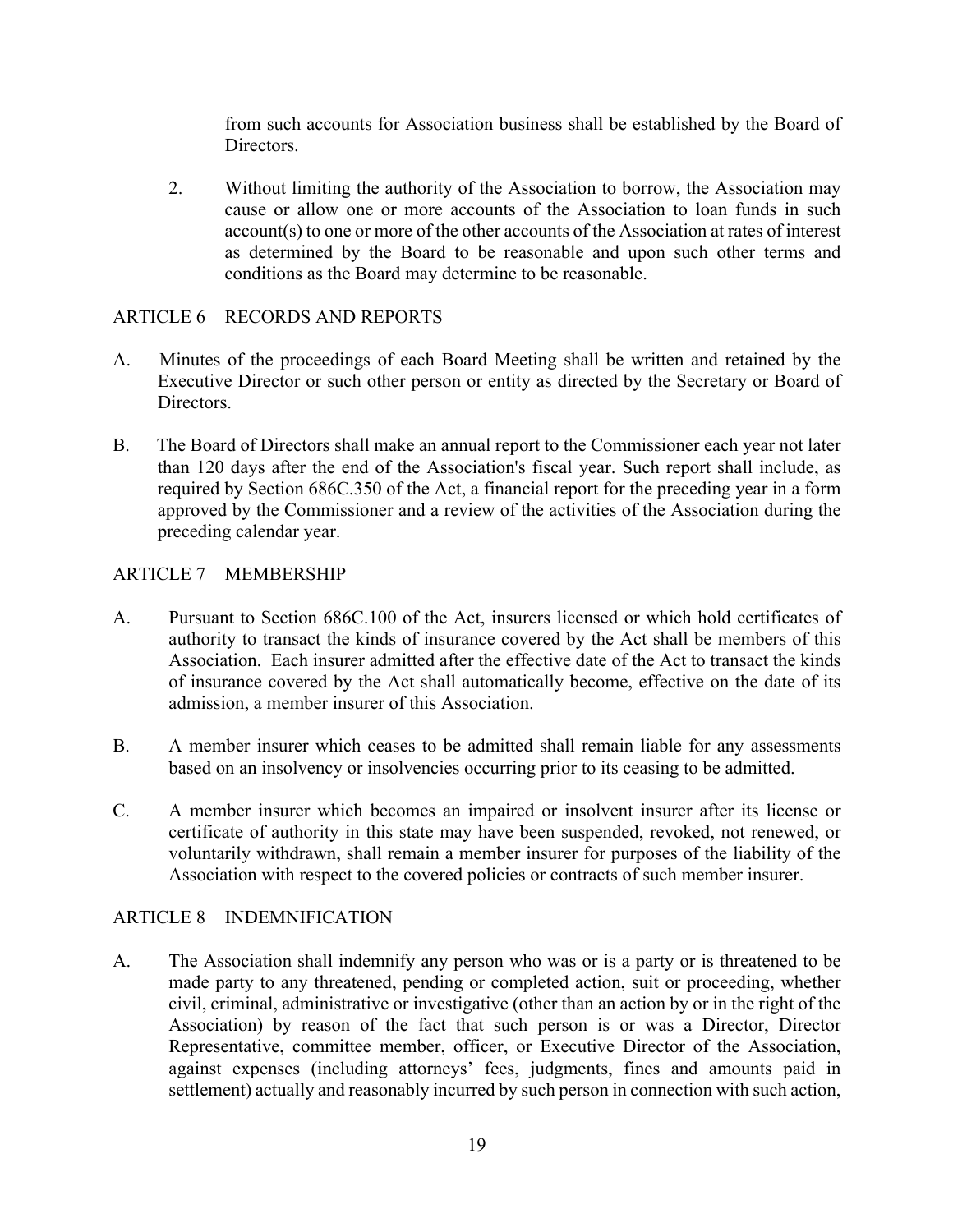from such accounts for Association business shall be established by the Board of Directors.

2. Without limiting the authority of the Association to borrow, the Association may cause or allow one or more accounts of the Association to loan funds in such account(s) to one or more of the other accounts of the Association at rates of interest as determined by the Board to be reasonable and upon such other terms and conditions as the Board may determine to be reasonable.

## ARTICLE 6 RECORDS AND REPORTS

A. Minutes of the proceedings of each Board Meeting shall be written and retained by the Executive Director or such other person or entity as directed by the Secretary or Board of Directors.

B. The Board of Directors shall make an annual report to the Commissioner each year not later than 120 days after the end of the Association's fiscal year. Such report shall include, as required by Section 686C.350 of the Act, a financial report for the preceding year in a form approved by the Commissioner and a review of the activities of the Association during the preceding calendar year.

## ARTICLE 7 MEMBERSHIP

A. Pursuant to Section 686C.100 of the Act, insurers licensed or which hold certificates of authority to transact the kinds of insurance covered by the Act shall be members of this Association. Each insurer admitted after the effective date of the Act to transact the kinds of insurance covered by the Act shall automatically become, effective on the date of its admission, a member insurer of this Association.

B. A member insurer which ceases to be admitted shall remain liable for any assessments based on an insolvency or insolvencies occurring prior to its ceasing to be admitted.

C. A member insurer which becomes an impaired or insolvent insurer after its license or certificate of authority in this state may have been suspended, revoked, not renewed, or voluntarily withdrawn, shall remain a member insurer for purposes of the liability of the Association with respect to the covered policies or contracts of such member insurer.

## ARTICLE 8 INDEMNIFICATION

A. The Association shall indemnify any person who was or is a party or is threatened to be made party to any threatened, pending or completed action, suit or proceeding, whether civil, criminal, administrative or investigative (other than an action by or in the right of the Association) by reason of the fact that such person is or was a Director, Director Representative, committee member, officer, or Executive Director of the Association, against expenses (including attorneys' fees, judgments, fines and amounts paid in settlement) actually and reasonably incurred by such person in connection with such action,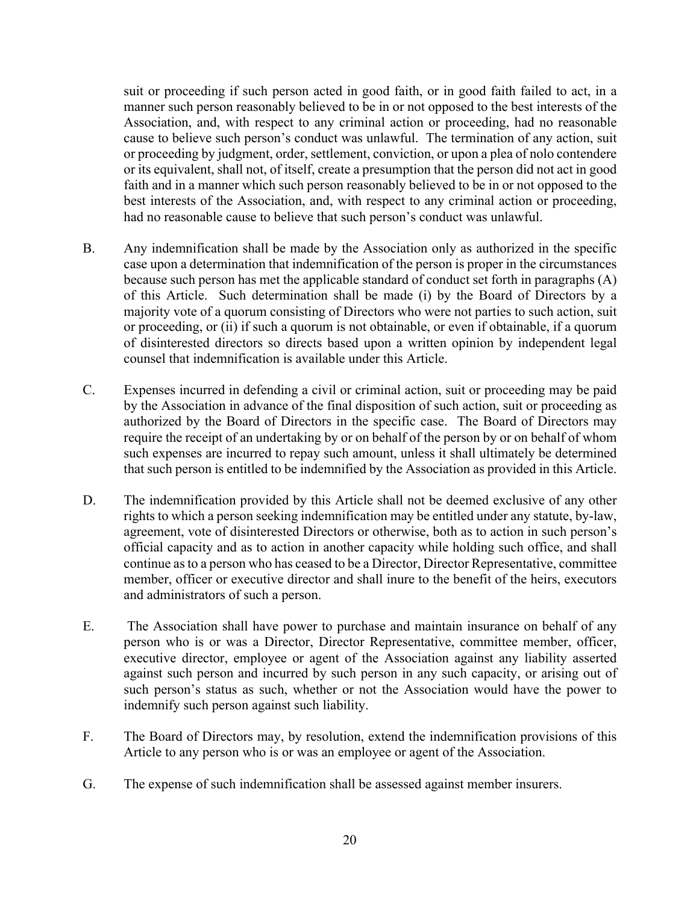suit or proceeding if such person acted in good faith, or in good faith failed to act, in a manner such person reasonably believed to be in or not opposed to the best interests of the Association, and, with respect to any criminal action or proceeding, had no reasonable cause to believe such person's conduct was unlawful. The termination of any action, suit or proceeding by judgment, order, settlement, conviction, or upon a plea of nolo contendere or its equivalent, shall not, of itself, create a presumption that the person did not act in good faith and in a manner which such person reasonably believed to be in or not opposed to the best interests of the Association, and, with respect to any criminal action or proceeding, had no reasonable cause to believe that such person's conduct was unlawful.

B. Any indemnification shall be made by the Association only as authorized in the specific case upon a determination that indemnification of the person is proper in the circumstances because such person has met the applicable standard of conduct set forth in paragraphs (A) of this Article. Such determination shall be made (i) by the Board of Directors by a majority vote of a quorum consisting of Directors who were not parties to such action, suit or proceeding, or (ii) if such a quorum is not obtainable, or even if obtainable, if a quorum of disinterested directors so directs based upon a written opinion by independent legal counsel that indemnification is available under this Article.

C. Expenses incurred in defending a civil or criminal action, suit or proceeding may be paid by the Association in advance of the final disposition of such action, suit or proceeding as authorized by the Board of Directors in the specific case. The Board of Directors may require the receipt of an undertaking by or on behalf of the person by or on behalf of whom such expenses are incurred to repay such amount, unless it shall ultimately be determined that such person is entitled to be indemnified by the Association as provided in this Article.

D. The indemnification provided by this Article shall not be deemed exclusive of any other rights to which a person seeking indemnification may be entitled under any statute, by-law, agreement, vote of disinterested Directors or otherwise, both as to action in such person's official capacity and as to action in another capacity while holding such office, and shall continue as to a person who has ceased to be a Director, Director Representative, committee member, officer or executive director and shall inure to the benefit of the heirs, executors and administrators of such a person.

E. The Association shall have power to purchase and maintain insurance on behalf of any person who is or was a Director, Director Representative, committee member, officer, executive director, employee or agent of the Association against any liability asserted against such person and incurred by such person in any such capacity, or arising out of such person's status as such, whether or not the Association would have the power to indemnify such person against such liability.

F. The Board of Directors may, by resolution, extend the indemnification provisions of this Article to any person who is or was an employee or agent of the Association.

G. The expense of such indemnification shall be assessed against member insurers.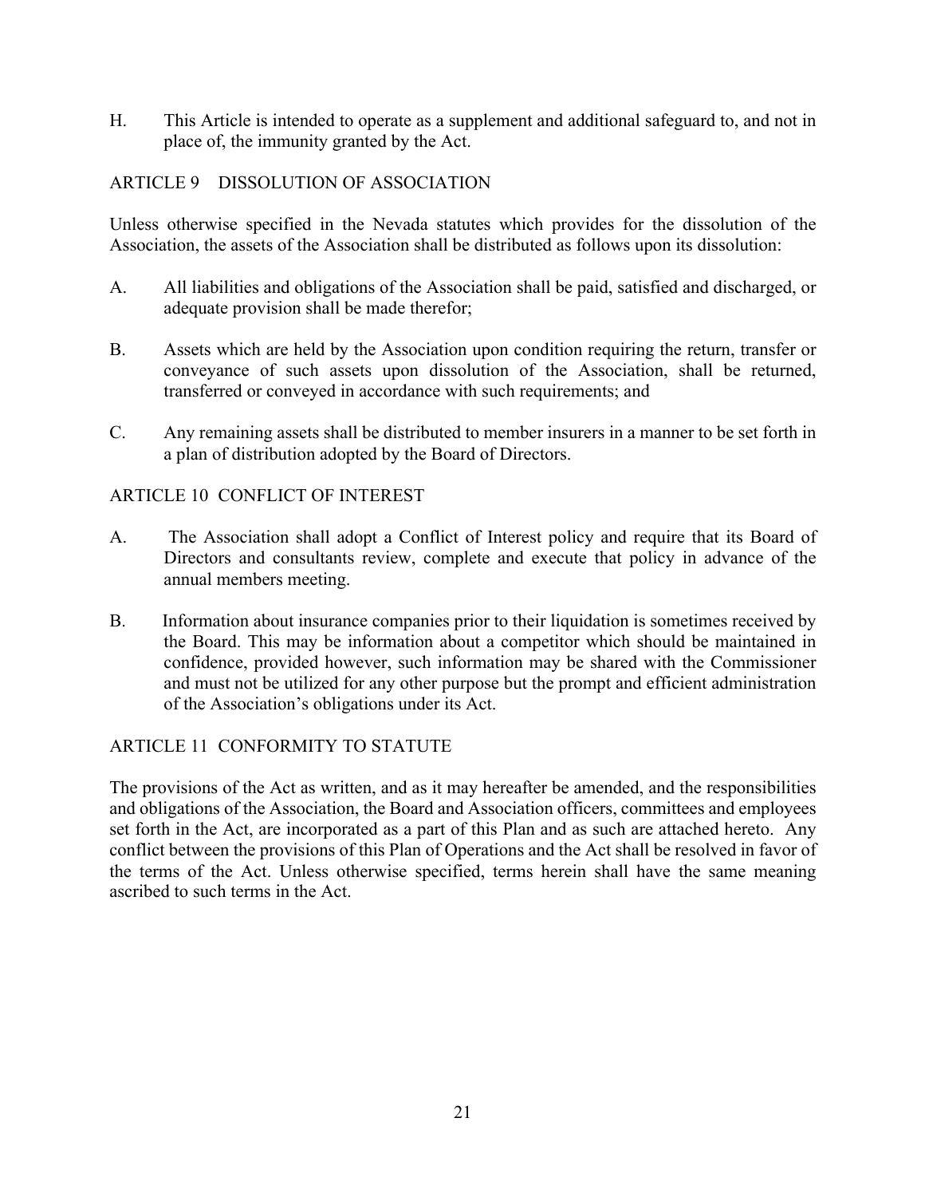H. This Article is intended to operate as a supplement and additional safeguard to, and not in place of, the immunity granted by the Act.

## ARTICLE 9 DISSOLUTION OF ASSOCIATION

Unless otherwise specified in the Nevada statutes which provides for the dissolution of the Association, the assets of the Association shall be distributed as follows upon its dissolution:

A. All liabilities and obligations of the Association shall be paid, satisfied and discharged, or adequate provision shall be made therefor;

B. Assets which are held by the Association upon condition requiring the return, transfer or conveyance of such assets upon dissolution of the Association, shall be returned, transferred or conveyed in accordance with such requirements; and

C. Any remaining assets shall be distributed to member insurers in a manner to be set forth in a plan of distribution adopted by the Board of Directors.

## ARTICLE 10 CONFLICT OF INTEREST

A. The Association shall adopt a Conflict of Interest policy and require that its Board of Directors and consultants review, complete and execute that policy in advance of the annual members meeting.

B. Information about insurance companies prior to their liquidation is sometimes received by the Board. This may be information about a competitor which should be maintained in confidence, provided however, such information may be shared with the Commissioner and must not be utilized for any other purpose but the prompt and efficient administration of the Association's obligations under its Act.

## ARTICLE 11 CONFORMITY TO STATUTE

The provisions of the Act as written, and as it may hereafter be amended, and the responsibilities and obligations of the Association, the Board and Association officers, committees and employees set forth in the Act, are incorporated as a part of this Plan and as such are attached hereto. Any conflict between the provisions of this Plan of Operations and the Act shall be resolved in favor of the terms of the Act. Unless otherwise specified, terms herein shall have the same meaning ascribed to such terms in the Act.